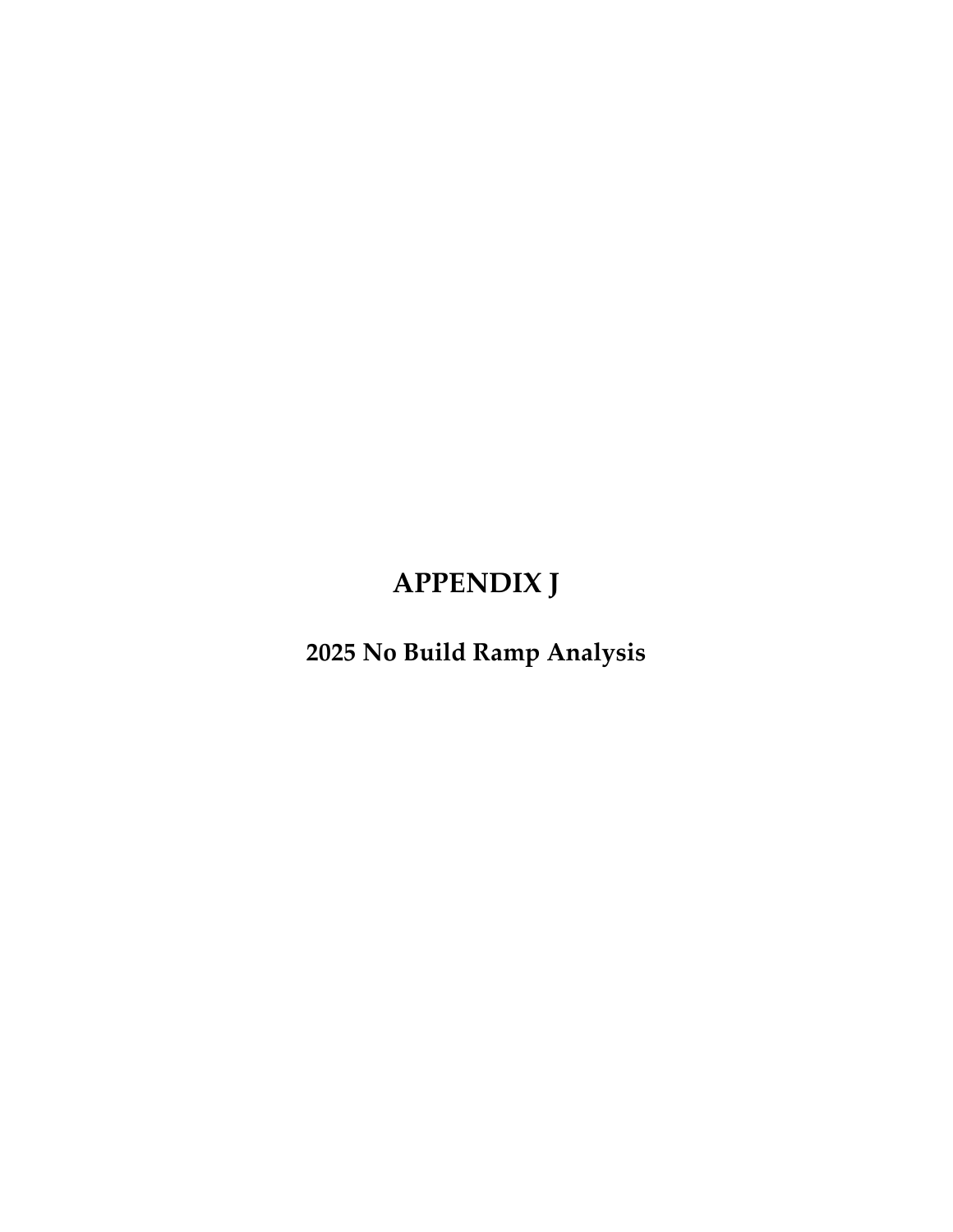# APPENDIX J

## 2025 No Build Ramp Analysis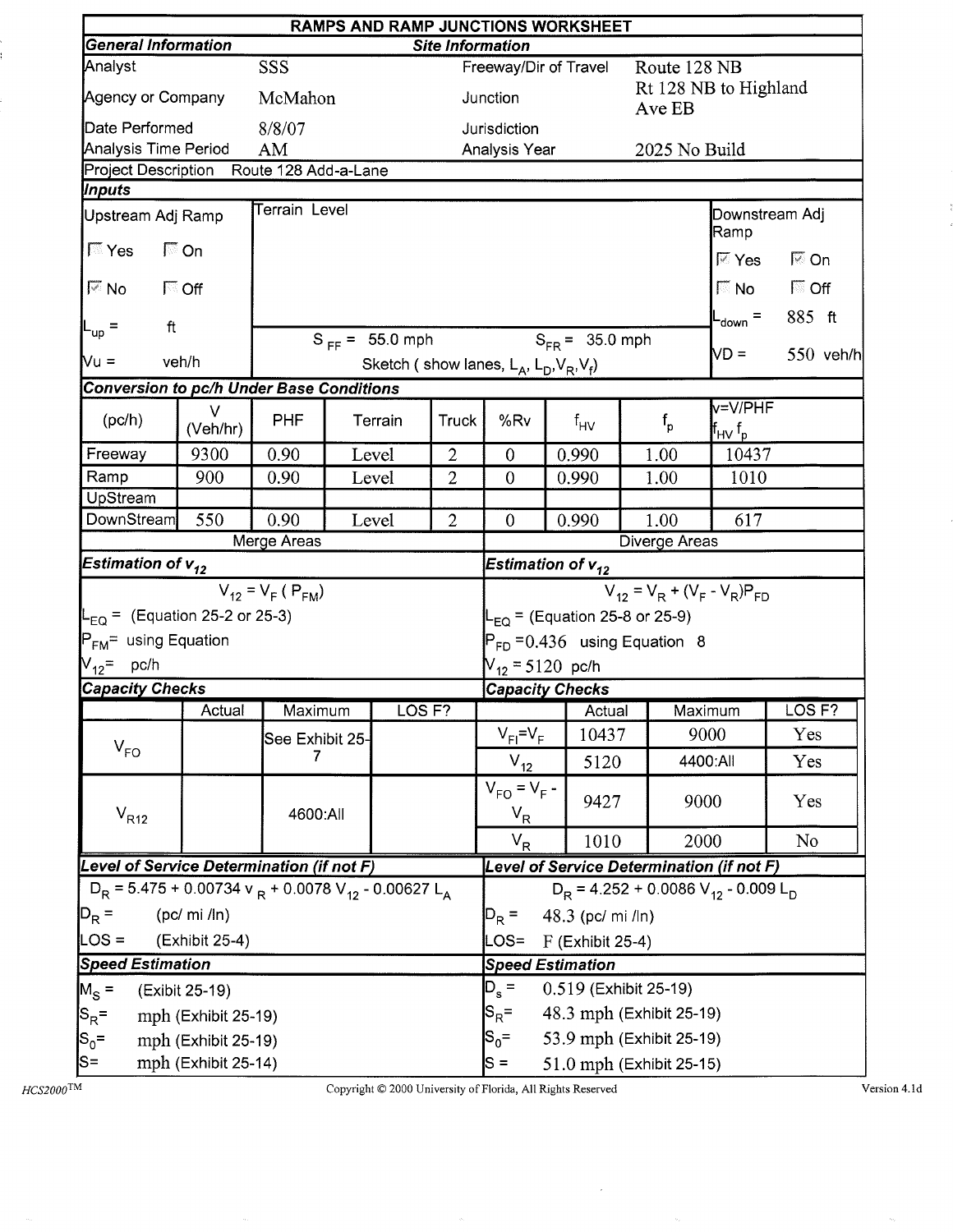# RAMPS AND RAMP JUNCTIONS WORKSHEET

| General Information | | Site Information | |
|---|---|---|---|
| Analyst | SSS | Freeway/Dir of Travel | Route 128 NB |
| Agency or Company | McMahon | Junction | Rt 128 NB to Highland Ave EB |
| Date Performed | 8/8/07 | Jurisdiction | |
| Analysis Time Period | AM | Analysis Year | 2025 No Build |

Project Description: Route 128 Add-a-Lane

## Inputs

| Upstream Adj Ramp | Terrain Level | Downstream Adj Ramp |
|---|---|---|
| ☐ Yes ☐ On | | ☑ Yes ☑ On |
| ☑ No ☐ Off | | ☐ No ☐ Off |
| $L_{up}$ = ft | $S_{FF}$ = 55.0 mph $S_{FR}$ = 35.0 mph | $L_{down}$ = 885 ft |
| Vu = veh/h | Sketch ( show lanes, $L_A$, $L_D$, $V_R$, $V_f$) | VD = 550 veh/h |

## Conversion to pc/h Under Base Conditions

| (pc/h) | V (Veh/hr) | PHF | Terrain | Truck | %Rv | $f_{HV}$ | $f_p$ | $v=V/PHF \, f_{HV} \, f_p$ |
|---|---|---|---|---|---|---|---|---|
| Freeway | 9300 | 0.90 | Level | 2 | 0 | 0.990 | 1.00 | 10437 |
| Ramp | 900 | 0.90 | Level | 2 | 0 | 0.990 | 1.00 | 1010 |
| UpStream | | | | | | | | |
| DownStream | 550 | 0.90 | Level | 2 | 0 | 0.990 | 1.00 | 617 |

## Merge Areas

### Estimation of $v_{12}$

$$V_{12} = V_F \, (P_{FM})$$

$L_{EQ}$ = (Equation 25-2 or 25-3)

$P_{FM}$ = using Equation

$V_{12}$ = pc/h

### Capacity Checks

| | Actual | Maximum | LOS F? |
|---|---|---|---|
| $V_{FO}$ | | See Exhibit 25-7 | |
| $V_{R12}$ | | 4600:All | |

### Level of Service Determination (if not F)

$D_R = 5.475 + 0.00734 \, v_R + 0.0078 \, V_{12} - 0.00627 \, L_A$

$D_R$ = (pc/ mi /ln)

LOS = (Exhibit 25-4)

### Speed Estimation

$M_S$ = (Exibit 25-19)

$S_R$= mph (Exhibit 25-19)

$S_0$= mph (Exhibit 25-19)

S= mph (Exhibit 25-14)

## Diverge Areas

### Estimation of $v_{12}$

$$V_{12} = V_R + (V_F - V_R)P_{FD}$$

$L_{EQ}$ = (Equation 25-8 or 25-9)

$P_{FD}$ = 0.436 using Equation 8

$V_{12}$ = 5120 pc/h

### Capacity Checks

| | Actual | Maximum | LOS F? |
|---|---|---|---|
| $V_{FI}=V_F$ | 10437 | 9000 | Yes |
| $V_{12}$ | 5120 | 4400:All | Yes |
| $V_{FO} = V_F - V_R$ | 9427 | 9000 | Yes |
| $V_R$ | 1010 | 2000 | No |

### Level of Service Determination (if not F)

$D_R = 4.252 + 0.0086 \, V_{12} - 0.009 \, L_D$

$D_R$ = 48.3 (pc/ mi /ln)

LOS= F (Exhibit 25-4)

### Speed Estimation

$D_s$ = 0.519 (Exhibit 25-19)

$S_R$= 48.3 mph (Exhibit 25-19)

$S_0$= 53.9 mph (Exhibit 25-19)

S = 51.0 mph (Exhibit 25-15)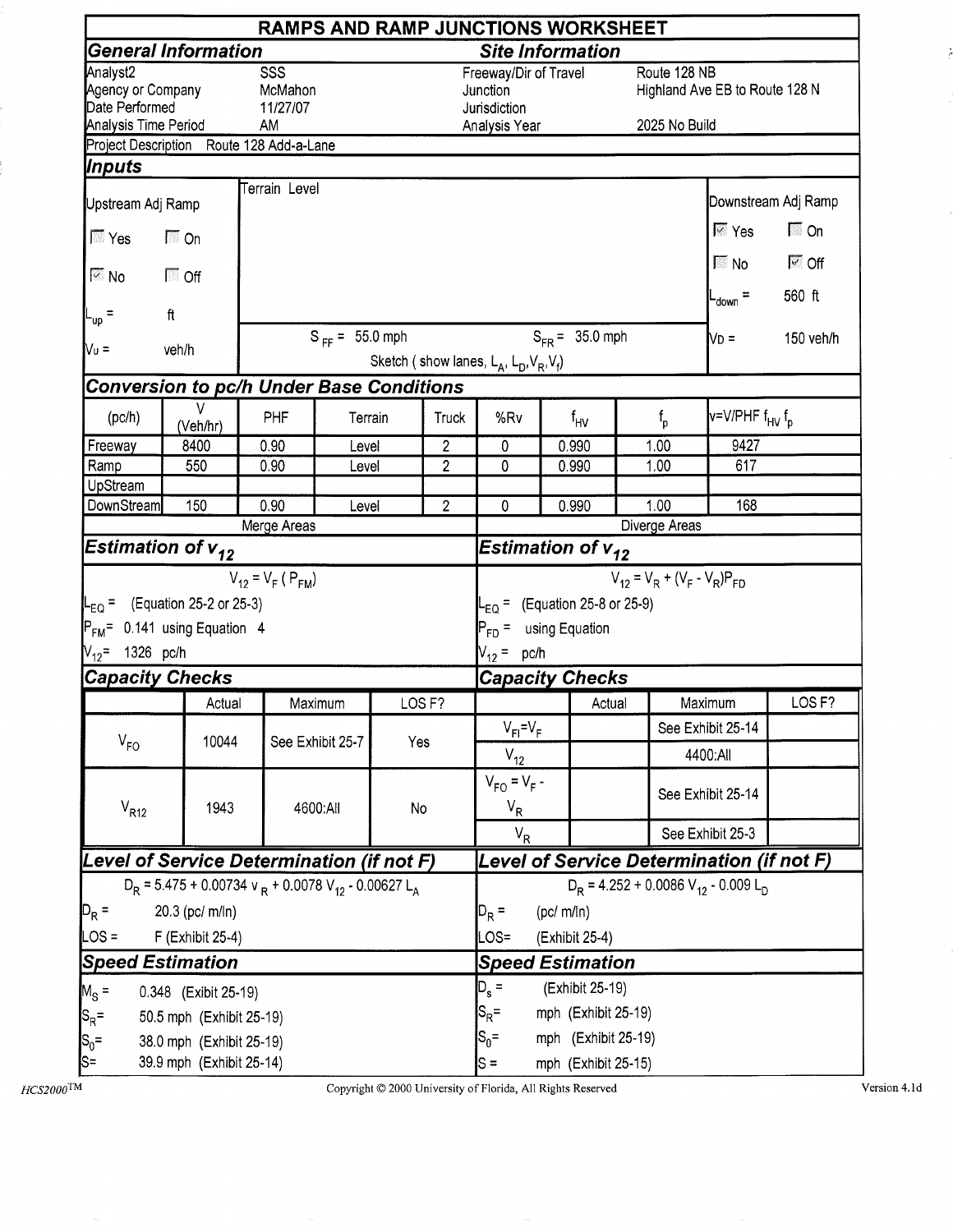# RAMPS AND RAMP JUNCTIONS WORKSHEET

## General Information

| | |
|---|---|
| Analyst2 | SSS |
| Agency or Company | McMahon |
| Date Performed | 11/27/07 |
| Analysis Time Period | AM |

## Site Information

| | |
|---|---|
| Freeway/Dir of Travel | Route 128 NB |
| Junction | Highland Ave EB to Route 128 N |
| Jurisdiction | |
| Analysis Year | 2025 No Build |

Project Description Route 128 Add-a-Lane

## Inputs

Terrain Level

**Upstream Adj Ramp**

- [ ] Yes   [ ] On
- [x] No   [ ] Off

$L_{up}$ = ft

$V_u$ = veh/h

$S_{FF}$ = 55.0 mph   $S_{FR}$ = 35.0 mph

Sketch ( show lanes, $L_A$, $L_D$, $V_R$, $V_f$)

**Downstream Adj Ramp**

- [x] Yes   [ ] On
- [ ] No   [x] Off

$L_{down}$ = 560 ft

$V_D$ = 150 veh/h

## Conversion to pc/h Under Base Conditions

| (pc/h) | V (Veh/hr) | PHF | Terrain | Truck | %Rv | $f_{HV}$ | $f_p$ | $v=V/PHF\ f_{HV}\ f_p$ |
|---|---|---|---|---|---|---|---|---|
| Freeway | 8400 | 0.90 | Level | 2 | 0 | 0.990 | 1.00 | 9427 |
| Ramp | 550 | 0.90 | Level | 2 | 0 | 0.990 | 1.00 | 617 |
| UpStream | | | | | | | | |
| DownStream | 150 | 0.90 | Level | 2 | 0 | 0.990 | 1.00 | 168 |

## Merge Areas

### Estimation of $v_{12}$

$$V_{12} = V_F\ (P_{FM})$$

$L_{EQ}$ = (Equation 25-2 or 25-3)

$P_{FM}$ = 0.141 using Equation 4

$V_{12}$ = 1326 pc/h

### Capacity Checks

| | Actual | Maximum | LOS F? |
|---|---|---|---|
| $V_{FO}$ | 10044 | See Exhibit 25-7 | Yes |
| $V_{R12}$ | 1943 | 4600:All | No |

### Level of Service Determination (if not F)

$$D_R = 5.475 + 0.00734\ v_R + 0.0078\ V_{12} - 0.00627\ L_A$$

$D_R$ = 20.3 (pc/ m/ln)

LOS = F (Exhibit 25-4)

### Speed Estimation

$M_S$ = 0.348 (Exibit 25-19)

$S_R$= 50.5 mph (Exhibit 25-19)

$S_0$= 38.0 mph (Exhibit 25-19)

S= 39.9 mph (Exhibit 25-14)

## Diverge Areas

### Estimation of $v_{12}$

$$V_{12} = V_R + (V_F - V_R)P_{FD}$$

$L_{EQ}$ = (Equation 25-8 or 25-9)

$P_{FD}$ = using Equation

$V_{12}$ = pc/h

### Capacity Checks

| | Actual | Maximum | LOS F? |
|---|---|---|---|
| $V_{FI}=V_F$ | | See Exhibit 25-14 | |
| $V_{12}$ | | 4400:All | |
| $V_{FO} = V_F - V_R$ | | See Exhibit 25-14 | |
| $V_R$ | | See Exhibit 25-3 | |

### Level of Service Determination (if not F)

$$D_R = 4.252 + 0.0086\ V_{12} - 0.009\ L_D$$

$D_R$ = (pc/ m/ln)

LOS= (Exhibit 25-4)

### Speed Estimation

$D_s$ = (Exhibit 25-19)

$S_R$= mph (Exhibit 25-19)

$S_0$= mph (Exhibit 25-19)

S = mph (Exhibit 25-15)

HCS2000™ Copyright © 2000 University of Florida, All Rights Reserved Version 4.1d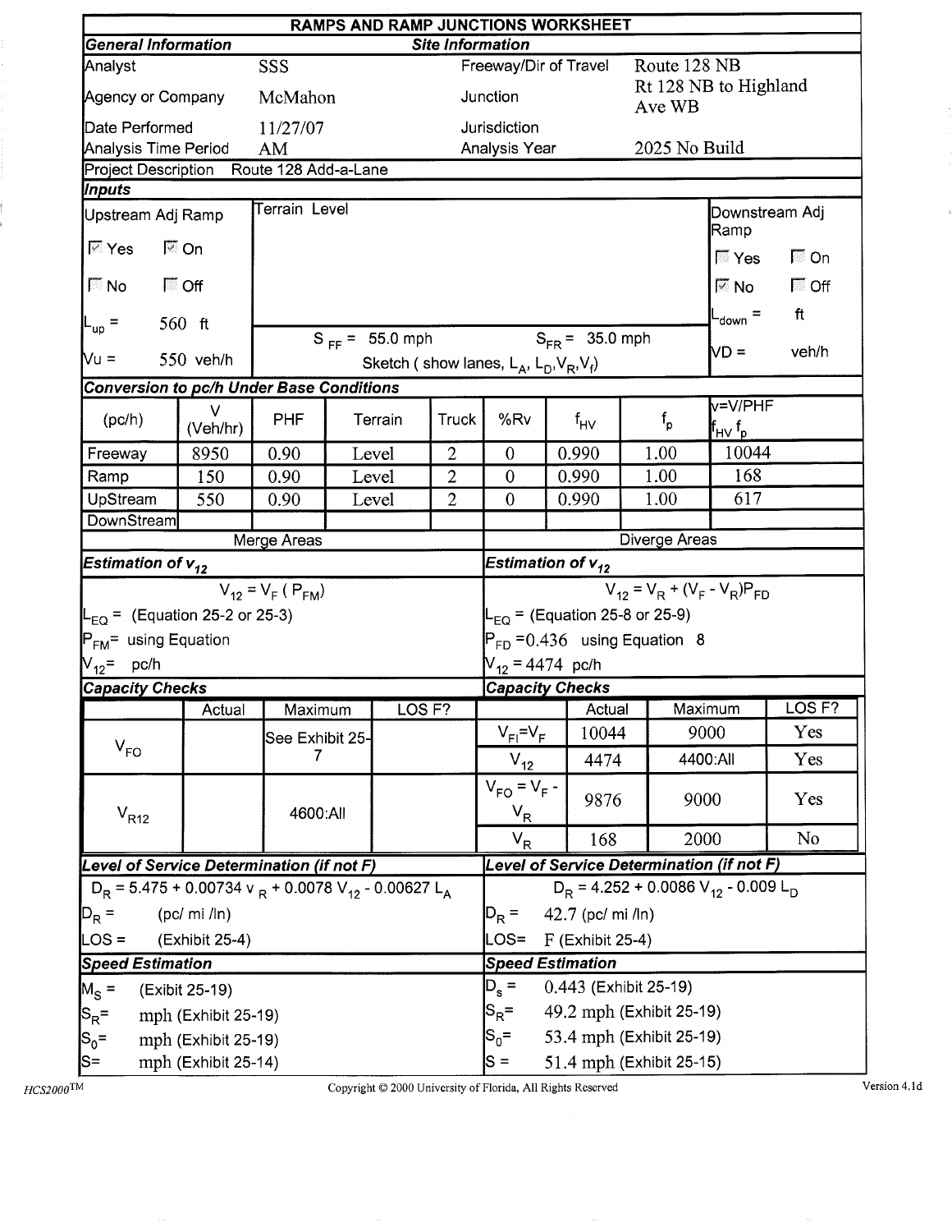# RAMPS AND RAMP JUNCTIONS WORKSHEET

| General Information | | Site Information | |
|---|---|---|---|
| Analyst | SSS | Freeway/Dir of Travel | Route 128 NB |
| Agency or Company | McMahon | Junction | Rt 128 NB to Highland Ave WB |
| Date Performed | 11/27/07 | Jurisdiction | |
| Analysis Time Period | AM | Analysis Year | 2025 No Build |

Project Description Route 128 Add-a-Lane

## Inputs

| Upstream Adj Ramp | Terrain Level | Downstream Adj Ramp |
|---|---|---|
| ☑ Yes ☑ On | | ☐ Yes ☐ On |
| ☐ No ☐ Off | | ☑ No ☐ Off |
| $L_{up}$ = 560 ft | $S_{FF}$ = 55.0 mph $S_{FR}$ = 35.0 mph | $L_{down}$ = ft |
| Vu = 550 veh/h | Sketch ( show lanes, $L_A$, $L_D$, $V_R$, $V_f$) | VD = veh/h |

## Conversion to pc/h Under Base Conditions

| (pc/h) | V (Veh/hr) | PHF | Terrain | Truck | %Rv | $f_{HV}$ | $f_p$ | $v=V/PHF\ f_{HV}\ f_p$ |
|---|---|---|---|---|---|---|---|---|
| Freeway | 8950 | 0.90 | Level | 2 | 0 | 0.990 | 1.00 | 10044 |
| Ramp | 150 | 0.90 | Level | 2 | 0 | 0.990 | 1.00 | 168 |
| UpStream | 550 | 0.90 | Level | 2 | 0 | 0.990 | 1.00 | 617 |
| DownStream | | | | | | | | |

## Merge Areas

### Estimation of $v_{12}$

$$V_{12} = V_F\ (P_{FM})$$

$L_{EQ}$ = (Equation 25-2 or 25-3)

$P_{FM}$ = using Equation

$V_{12}$ = pc/h

### Capacity Checks

| | Actual | Maximum | LOS F? |
|---|---|---|---|
| $V_{FO}$ | | See Exhibit 25-7 | |
| $V_{R12}$ | | 4600:All | |

### Level of Service Determination (if not F)

$$D_R = 5.475 + 0.00734\ v_R + 0.0078\ V_{12} - 0.00627\ L_A$$

$D_R$ = (pc/ mi /ln)

LOS = (Exhibit 25-4)

### Speed Estimation

$M_S$ = (Exibit 25-19)

$S_R$ = mph (Exhibit 25-19)

$S_0$ = mph (Exhibit 25-19)

S = mph (Exhibit 25-14)

## Diverge Areas

### Estimation of $v_{12}$

$$V_{12} = V_R + (V_F - V_R)P_{FD}$$

$L_{EQ}$ = (Equation 25-8 or 25-9)

$P_{FD}$ = 0.436 using Equation 8

$V_{12}$ = 4474 pc/h

### Capacity Checks

| | Actual | Maximum | LOS F? |
|---|---|---|---|
| $V_{FI} = V_F$ | 10044 | 9000 | Yes |
| $V_{12}$ | 4474 | 4400:All | Yes |
| $V_{FO} = V_F - V_R$ | 9876 | 9000 | Yes |
| $V_R$ | 168 | 2000 | No |

### Level of Service Determination (if not F)

$$D_R = 4.252 + 0.0086\ V_{12} - 0.009\ L_D$$

$D_R$ = 42.7 (pc/ mi /ln)

LOS= F (Exhibit 25-4)

### Speed Estimation

$D_s$ = 0.443 (Exhibit 25-19)

$S_R$ = 49.2 mph (Exhibit 25-19)

$S_0$ = 53.4 mph (Exhibit 25-19)

S = 51.4 mph (Exhibit 25-15)

HCS2000™ Copyright © 2000 University of Florida, All Rights Reserved Version 4.1d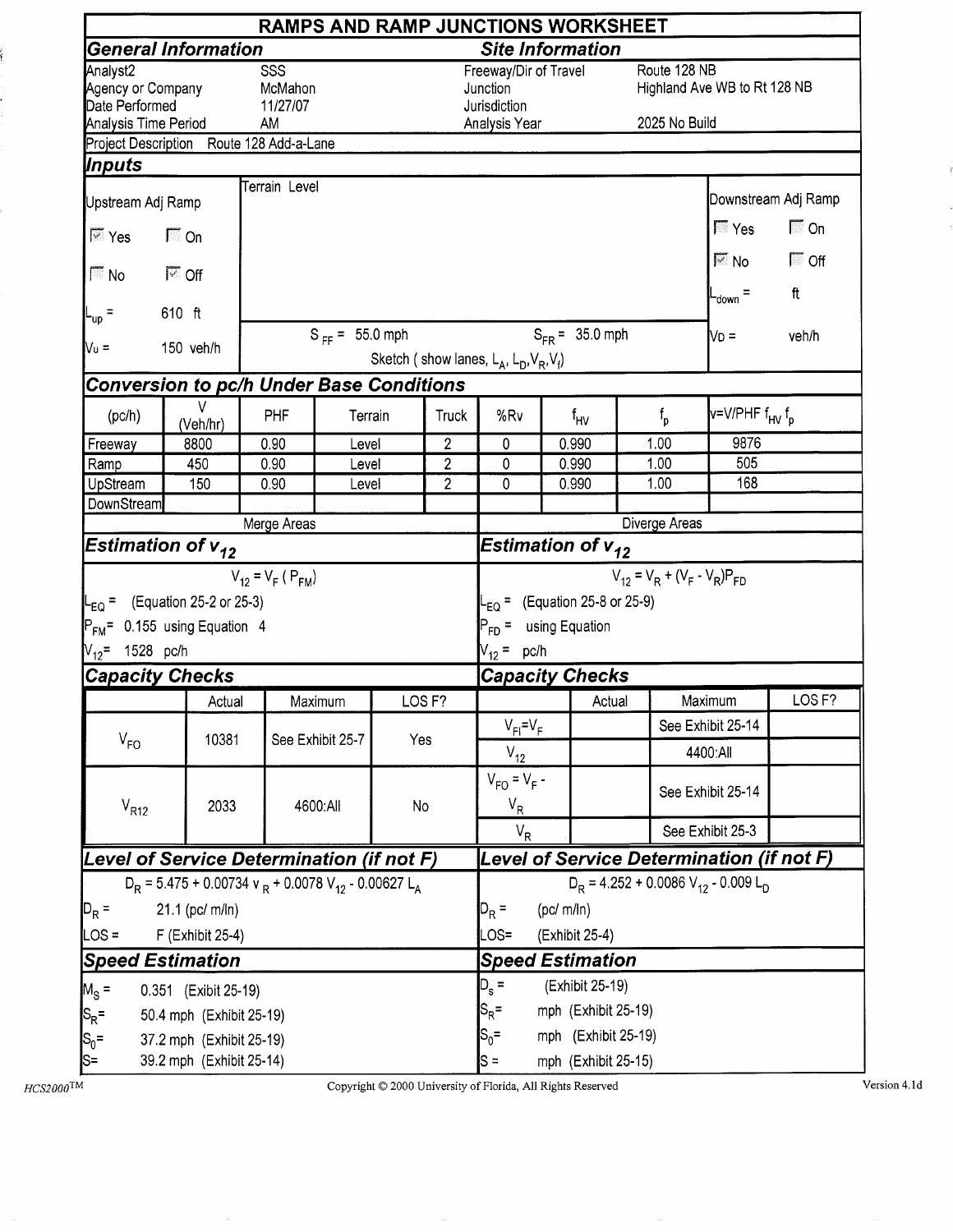# RAMPS AND RAMP JUNCTIONS WORKSHEET

## General Information

| | |
|---|---|
| Analyst2 | SSS |
| Agency or Company | McMahon |
| Date Performed | 11/27/07 |
| Analysis Time Period | AM |

## Site Information

| | |
|---|---|
| Freeway/Dir of Travel | Route 128 NB |
| Junction | Highland Ave WB to Rt 128 NB |
| Jurisdiction | |
| Analysis Year | 2025 No Build |

Project Description Route 128 Add-a-Lane

## Inputs

**Upstream Adj Ramp**

- ☑ Yes ☐ On
- ☐ No ☑ Off
- $L_{up}$ = 610 ft
- $V_u$ = 150 veh/h

Terrain Level

$S_{FF}$ = 55.0 mph $S_{FR}$ = 35.0 mph

Sketch ( show lanes, $L_A$, $L_D$, $V_R$, $V_f$)

**Downstream Adj Ramp**

- ☐ Yes ☐ On
- ☑ No ☐ Off
- $L_{down}$ = ft
- $V_D$ = veh/h

## Conversion to pc/h Under Base Conditions

| (pc/h) | V (Veh/hr) | PHF | Terrain | Truck | %Rv | $f_{HV}$ | $f_p$ | $v = V/PHF\ f_{HV}\ f_p$ |
|---|---|---|---|---|---|---|---|---|
| Freeway | 8800 | 0.90 | Level | 2 | 0 | 0.990 | 1.00 | 9876 |
| Ramp | 450 | 0.90 | Level | 2 | 0 | 0.990 | 1.00 | 505 |
| UpStream | 150 | 0.90 | Level | 2 | 0 | 0.990 | 1.00 | 168 |
| DownStream | | | | | | | | |

### Merge Areas

## Estimation of $v_{12}$

$V_{12} = V_F\ (P_{FM})$

$L_{EQ}$ = (Equation 25-2 or 25-3)

$P_{FM}$ = 0.155 using Equation 4

$V_{12}$ = 1528 pc/h

## Capacity Checks

| | Actual | Maximum | LOS F? |
|---|---|---|---|
| $V_{FO}$ | 10381 | See Exhibit 25-7 | Yes |
| $V_{R12}$ | 2033 | 4600:All | No |

## Level of Service Determination (if not F)

$D_R = 5.475 + 0.00734\ v_R + 0.0078\ V_{12} - 0.00627\ L_A$

$D_R$ = 21.1 (pc/ m/ln)

LOS = F (Exhibit 25-4)

## Speed Estimation

$M_S$ = 0.351 (Exibit 25-19)

$S_R$= 50.4 mph (Exhibit 25-19)

$S_0$= 37.2 mph (Exhibit 25-19)

S= 39.2 mph (Exhibit 25-14)

### Diverge Areas

## Estimation of $v_{12}$

$V_{12} = V_R + (V_F - V_R)P_{FD}$

$L_{EQ}$ = (Equation 25-8 or 25-9)

$P_{FD}$ = using Equation

$V_{12}$ = pc/h

## Capacity Checks

| | Actual | Maximum | LOS F? |
|---|---|---|---|
| $V_{FI} = V_F$ | | See Exhibit 25-14 | |
| $V_{12}$ | | 4400:All | |
| $V_{FO} = V_F - V_R$ | | See Exhibit 25-14 | |
| $V_R$ | | See Exhibit 25-3 | |

## Level of Service Determination (if not F)

$D_R = 4.252 + 0.0086\ V_{12} - 0.009\ L_D$

$D_R$ = (pc/ m/ln)

LOS= (Exhibit 25-4)

## Speed Estimation

$D_s$ = (Exhibit 25-19)

$S_R$= mph (Exhibit 25-19)

$S_0$= mph (Exhibit 25-19)

S = mph (Exhibit 25-15)

HCS2000™ Copyright © 2000 University of Florida, All Rights Reserved Version 4.1d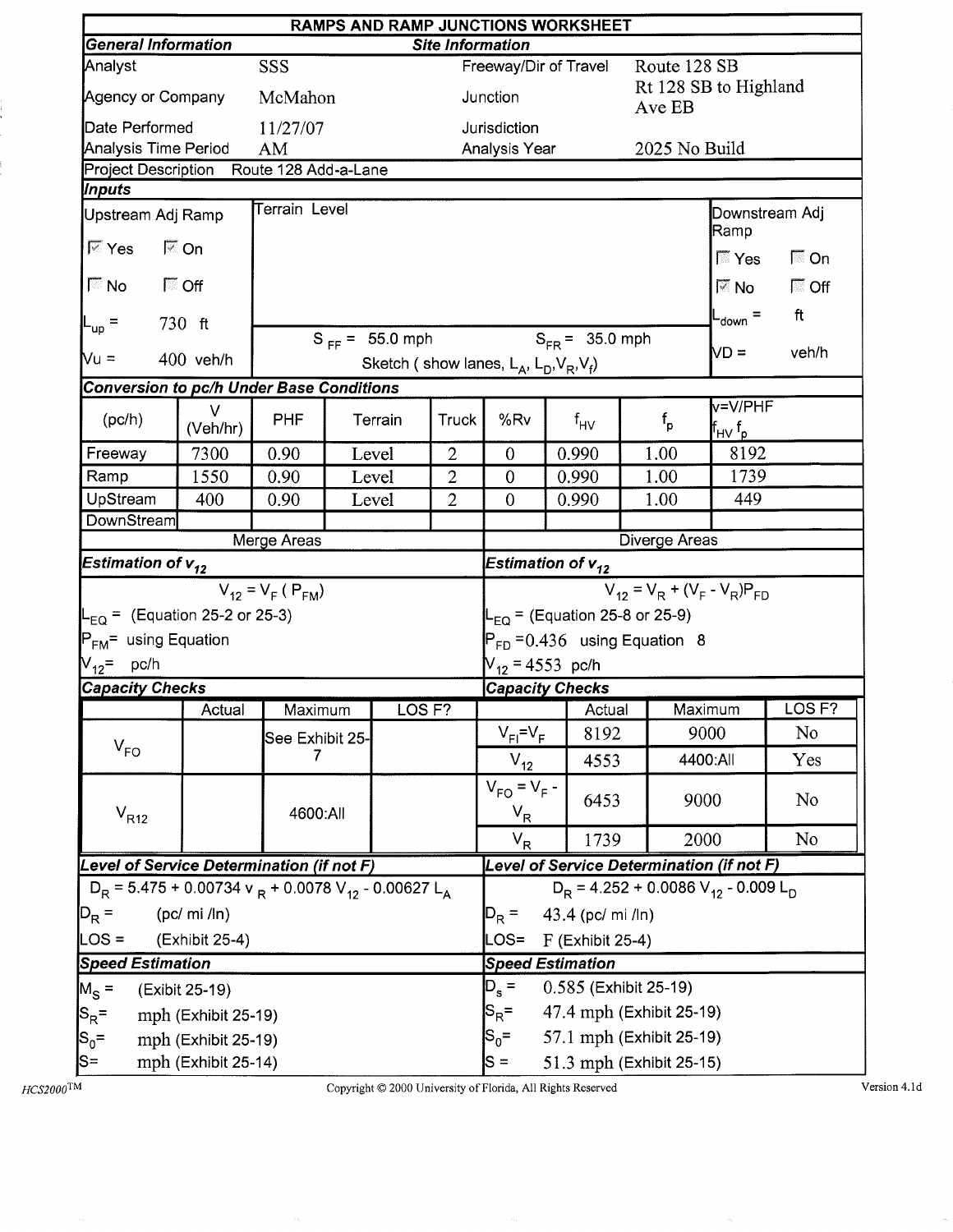# RAMPS AND RAMP JUNCTIONS WORKSHEET

| General Information | | Site Information | |
|---|---|---|---|
| Analyst | SSS | Freeway/Dir of Travel | Route 128 SB |
| Agency or Company | McMahon | Junction | Rt 128 SB to Highland Ave EB |
| Date Performed | 11/27/07 | Jurisdiction | |
| Analysis Time Period | AM | Analysis Year | 2025 No Build |

Project Description Route 128 Add-a-Lane

## Inputs

| Upstream Adj Ramp | Terrain Level | Downstream Adj Ramp |
|---|---|---|
| ☑ Yes ☑ On | | ☐ Yes ☐ On |
| ☐ No ☐ Off | | ☑ No ☐ Off |
| $L_{up}$ = 730 ft | | $L_{down}$ = ft |
| Vu = 400 veh/h | $S_{FF}$ = 55.0 mph $S_{FR}$ = 35.0 mph | VD = veh/h |
| | Sketch ( show lanes, $L_A$, $L_D$, $V_R$, $V_f$) | |

## Conversion to pc/h Under Base Conditions

| (pc/h) | V (Veh/hr) | PHF | Terrain | Truck | %Rv | $f_{HV}$ | $f_p$ | $v=V/PHF\ f_{HV}\ f_p$ |
|---|---|---|---|---|---|---|---|---|
| Freeway | 7300 | 0.90 | Level | 2 | 0 | 0.990 | 1.00 | 8192 |
| Ramp | 1550 | 0.90 | Level | 2 | 0 | 0.990 | 1.00 | 1739 |
| UpStream | 400 | 0.90 | Level | 2 | 0 | 0.990 | 1.00 | 449 |
| DownStream | | | | | | | | |

## Merge Areas

### Estimation of $v_{12}$

$$V_{12} = V_F\,(P_{FM})$$

$L_{EQ}$ = (Equation 25-2 or 25-3)

$P_{FM}$ = using Equation

$V_{12}$ = pc/h

### Capacity Checks

| | Actual | Maximum | LOS F? |
|---|---|---|---|
| $V_{FO}$ | | See Exhibit 25-7 | |
| $V_{R12}$ | | 4600:All | |

### Level of Service Determination (if not F)

$$D_R = 5.475 + 0.00734\,v_R + 0.0078\,V_{12} - 0.00627\,L_A$$

$D_R$ = (pc/ mi /ln)

LOS = (Exhibit 25-4)

### Speed Estimation

$M_S$ = (Exibit 25-19)

$S_R$ = mph (Exhibit 25-19)

$S_0$ = mph (Exhibit 25-19)

S = mph (Exhibit 25-14)

## Diverge Areas

### Estimation of $v_{12}$

$$V_{12} = V_R + (V_F - V_R)P_{FD}$$

$L_{EQ}$ = (Equation 25-8 or 25-9)

$P_{FD}$ = 0.436 using Equation 8

$V_{12}$ = 4553 pc/h

### Capacity Checks

| | Actual | Maximum | LOS F? |
|---|---|---|---|
| $V_{FI}=V_F$ | 8192 | 9000 | No |
| $V_{12}$ | 4553 | 4400:All | Yes |
| $V_{FO} = V_F - V_R$ | 6453 | 9000 | No |
| $V_R$ | 1739 | 2000 | No |

### Level of Service Determination (if not F)

$$D_R = 4.252 + 0.0086\,V_{12} - 0.009\,L_D$$

$D_R$ = 43.4 (pc/ mi /ln)

LOS= F (Exhibit 25-4)

### Speed Estimation

$D_s$ = 0.585 (Exhibit 25-19)

$S_R$ = 47.4 mph (Exhibit 25-19)

$S_0$ = 57.1 mph (Exhibit 25-19)

S = 51.3 mph (Exhibit 25-15)

HCS2000™ Copyright © 2000 University of Florida, All Rights Reserved Version 4.1d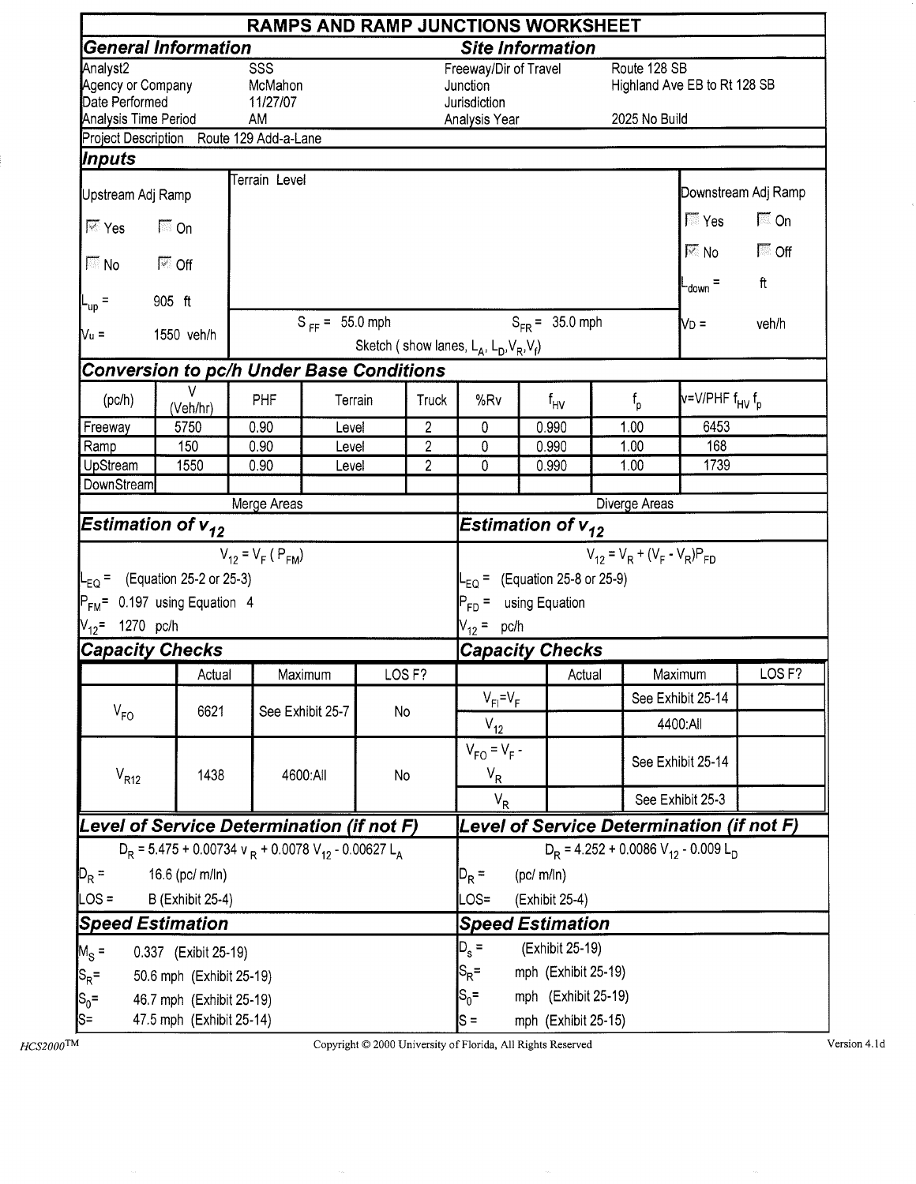# RAMPS AND RAMP JUNCTIONS WORKSHEET

## General Information

| | |
|---|---|
| Analyst2 | SSS |
| Agency or Company | McMahon |
| Date Performed | 11/27/07 |
| Analysis Time Period | AM |

## Site Information

| | |
|---|---|
| Freeway/Dir of Travel | Route 128 SB |
| Junction | Highland Ave EB to Rt 128 SB |
| Jurisdiction | |
| Analysis Year | 2025 No Build |

Project Description Route 129 Add-a-Lane

## Inputs

**Upstream Adj Ramp**

- [x] Yes  [ ] On
- [ ] No  [x] Off

$L_{up}$ = 905 ft

$V_u$ = 1550 veh/h

Terrain Level

$S_{FF}$ = 55.0 mph  $S_{FR}$ = 35.0 mph

Sketch ( show lanes, $L_A$, $L_D$, $V_R$, $V_f$)

**Downstream Adj Ramp**

- [ ] Yes  [ ] On
- [x] No  [ ] Off

$L_{down}$ = ft

$V_D$ = veh/h

## Conversion to pc/h Under Base Conditions

| (pc/h) | V (Veh/hr) | PHF | Terrain | Truck | %Rv | $f_{HV}$ | $f_p$ | v=V/PHF $f_{HV}$ $f_p$ |
|---|---|---|---|---|---|---|---|---|
| Freeway | 5750 | 0.90 | Level | 2 | 0 | 0.990 | 1.00 | 6453 |
| Ramp | 150 | 0.90 | Level | 2 | 0 | 0.990 | 1.00 | 168 |
| UpStream | 1550 | 0.90 | Level | 2 | 0 | 0.990 | 1.00 | 1739 |
| DownStream | | | | | | | | |

## Merge Areas

### Estimation of $v_{12}$

$$V_{12} = V_F ( P_{FM})$$

$L_{EQ}$ = (Equation 25-2 or 25-3)

$P_{FM}$ = 0.197 using Equation 4

$V_{12}$ = 1270 pc/h

### Capacity Checks

| | Actual | Maximum | LOS F? |
|---|---|---|---|
| $V_{FO}$ | 6621 | See Exhibit 25-7 | No |
| $V_{R12}$ | 1438 | 4600:All | No |

### Level of Service Determination (if not F)

$$D_R = 5.475 + 0.00734\, v_R + 0.0078\, V_{12} - 0.00627\, L_A$$

$D_R$ = 16.6 (pc/ m/ln)

LOS = B (Exhibit 25-4)

### Speed Estimation

$M_S$ = 0.337 (Exibit 25-19)

$S_R$= 50.6 mph (Exhibit 25-19)

$S_0$= 46.7 mph (Exhibit 25-19)

S= 47.5 mph (Exhibit 25-14)

## Diverge Areas

### Estimation of $v_{12}$

$$V_{12} = V_R + (V_F - V_R)P_{FD}$$

$L_{EQ}$ = (Equation 25-8 or 25-9)

$P_{FD}$ = using Equation

$V_{12}$ = pc/h

### Capacity Checks

| | Actual | Maximum | LOS F? |
|---|---|---|---|
| $V_{FI}=V_F$ | | See Exhibit 25-14 | |
| $V_{12}$ | | 4400:All | |
| $V_{FO} = V_F - V_R$ | | See Exhibit 25-14 | |
| $V_R$ | | See Exhibit 25-3 | |

### Level of Service Determination (if not F)

$$D_R = 4.252 + 0.0086\, V_{12} - 0.009\, L_D$$

$D_R$ = (pc/ m/ln)

LOS= (Exhibit 25-4)

### Speed Estimation

$D_s$ = (Exhibit 25-19)

$S_R$= mph (Exhibit 25-19)

$S_0$= mph (Exhibit 25-19)

S = mph (Exhibit 25-15)

HCS2000™ Copyright © 2000 University of Florida, All Rights Reserved Version 4.1d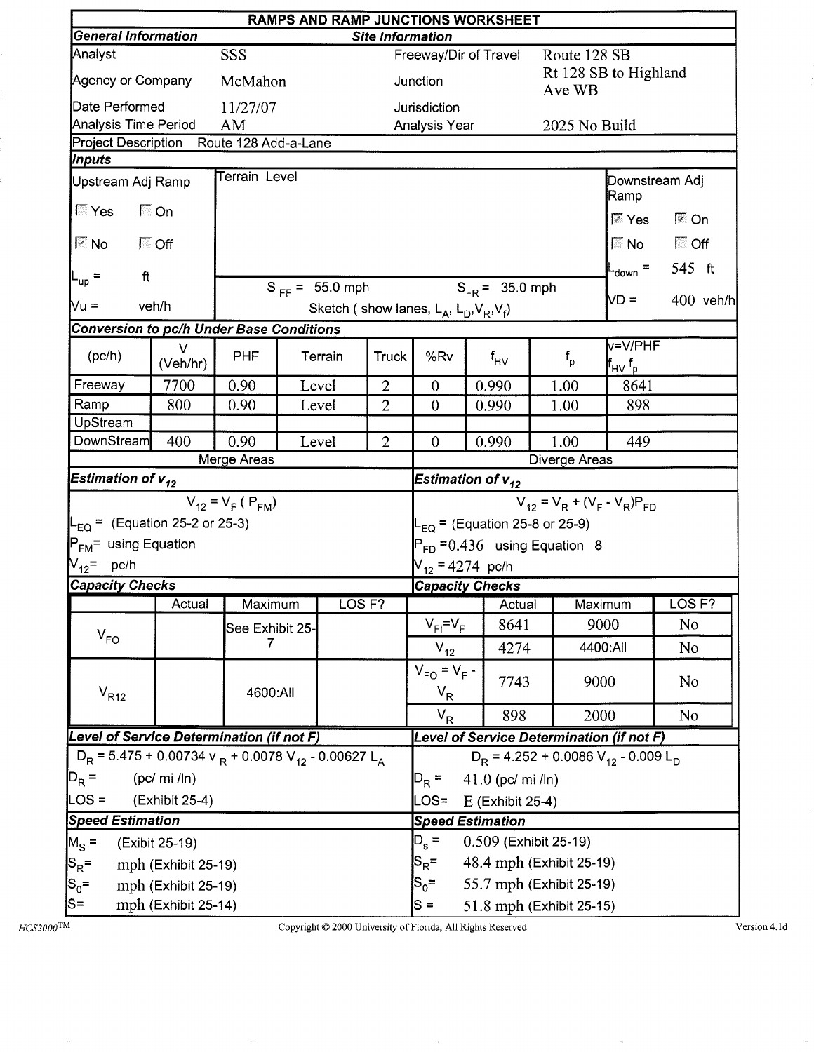# RAMPS AND RAMP JUNCTIONS WORKSHEET

| General Information | | Site Information | |
|---|---|---|---|
| Analyst | SSS | Freeway/Dir of Travel | Route 128 SB |
| Agency or Company | McMahon | Junction | Rt 128 SB to Highland Ave WB |
| Date Performed | 11/27/07 | Jurisdiction | |
| Analysis Time Period | AM | Analysis Year | 2025 No Build |

Project Description: Route 128 Add-a-Lane

## Inputs

| Upstream Adj Ramp | Terrain Level | Downstream Adj Ramp |
|---|---|---|
| ☐ Yes ☐ On | | ☑ Yes ☑ On |
| ☑ No ☐ Off | | ☐ No ☐ Off |
| $L_{up}$ = ft | $S_{FF}$ = 55.0 mph $S_{FR}$ = 35.0 mph | $L_{down}$ = 545 ft |
| Vu = veh/h | Sketch ( show lanes, $L_A$, $L_D$, $V_R$, $V_f$) | VD = 400 veh/h |

## Conversion to pc/h Under Base Conditions

| (pc/h) | V (Veh/hr) | PHF | Terrain | Truck | %Rv | $f_{HV}$ | $f_p$ | v=V/PHF $f_{HV}$ $f_p$ |
|---|---|---|---|---|---|---|---|---|
| Freeway | 7700 | 0.90 | Level | 2 | 0 | 0.990 | 1.00 | 8641 |
| Ramp | 800 | 0.90 | Level | 2 | 0 | 0.990 | 1.00 | 898 |
| UpStream | | | | | | | | |
| DownStream | 400 | 0.90 | Level | 2 | 0 | 0.990 | 1.00 | 449 |

## Merge Areas

### Estimation of $v_{12}$

$$V_{12} = V_F ( P_{FM})$$

$L_{EQ}$ = (Equation 25-2 or 25-3)

$P_{FM}$ = using Equation

$V_{12}$ = pc/h

### Capacity Checks

| | Actual | Maximum | LOS F? |
|---|---|---|---|
| $V_{FO}$ | | See Exhibit 25-7 | |
| $V_{R12}$ | | 4600:All | |

### Level of Service Determination (if not F)

$$D_R = 5.475 + 0.00734\, v_R + 0.0078\, V_{12} - 0.00627\, L_A$$

$D_R$ = (pc/ mi /ln)

LOS = (Exhibit 25-4)

### Speed Estimation

$M_S$ = (Exibit 25-19)

$S_R$ = mph (Exhibit 25-19)

$S_0$ = mph (Exhibit 25-19)

S = mph (Exhibit 25-14)

## Diverge Areas

### Estimation of $v_{12}$

$$V_{12} = V_R + (V_F - V_R)P_{FD}$$

$L_{EQ}$ = (Equation 25-8 or 25-9)

$P_{FD}$ = 0.436 using Equation 8

$V_{12}$ = 4274 pc/h

### Capacity Checks

| | Actual | Maximum | LOS F? |
|---|---|---|---|
| $V_{FI} = V_F$ | 8641 | 9000 | No |
| $V_{12}$ | 4274 | 4400:All | No |
| $V_{FO} = V_F - V_R$ | 7743 | 9000 | No |
| $V_R$ | 898 | 2000 | No |

### Level of Service Determination (if not F)

$$D_R = 4.252 + 0.0086\, V_{12} - 0.009\, L_D$$

$D_R$ = 41.0 (pc/ mi /ln)

LOS= E (Exhibit 25-4)

### Speed Estimation

$D_s$ = 0.509 (Exhibit 25-19)

$S_R$ = 48.4 mph (Exhibit 25-19)

$S_0$ = 55.7 mph (Exhibit 25-19)

S = 51.8 mph (Exhibit 25-15)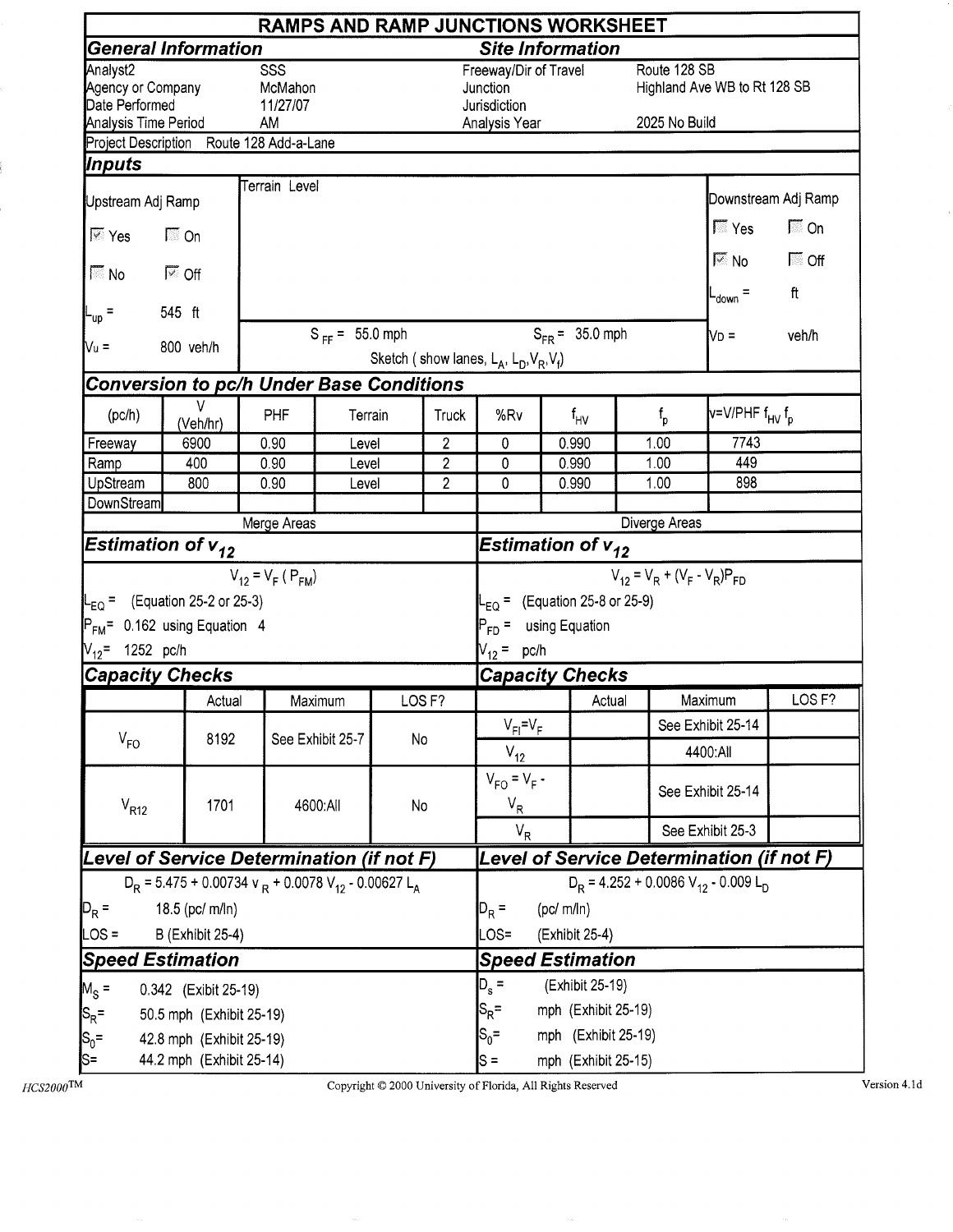# RAMPS AND RAMP JUNCTIONS WORKSHEET

## General Information

| | |
|---|---|
| Analyst2 | SSS |
| Agency or Company | McMahon |
| Date Performed | 11/27/07 |
| Analysis Time Period | AM |

## Site Information

| | |
|---|---|
| Freeway/Dir of Travel | Route 128 SB |
| Junction | Highland Ave WB to Rt 128 SB |
| Jurisdiction | |
| Analysis Year | 2025 No Build |

Project Description Route 128 Add-a-Lane

## Inputs

Terrain Level

**Upstream Adj Ramp**

- [x] Yes
- [ ] On
- [ ] No
- [x] Off

$L_{up}$ = 545 ft

$V_u$ = 800 veh/h

$S_{FF}$ = 55.0 mph

$S_{FR}$ = 35.0 mph

Sketch ( show lanes, $L_A$, $L_D$, $V_R$, $V_f$)

**Downstream Adj Ramp**

- [ ] Yes
- [ ] On
- [x] No
- [ ] Off

$L_{down}$ = ft

$V_D$ = veh/h

## Conversion to pc/h Under Base Conditions

| (pc/h) | V (Veh/hr) | PHF | Terrain | Truck | %Rv | $f_{HV}$ | $f_p$ | v=V/PHF $f_{HV}$ $f_p$ |
|---|---|---|---|---|---|---|---|---|
| Freeway | 6900 | 0.90 | Level | 2 | 0 | 0.990 | 1.00 | 7743 |
| Ramp | 400 | 0.90 | Level | 2 | 0 | 0.990 | 1.00 | 449 |
| UpStream | 800 | 0.90 | Level | 2 | 0 | 0.990 | 1.00 | 898 |
| DownStream | | | | | | | | |

## Merge Areas

### Estimation of $v_{12}$

$$V_{12} = V_F ( P_{FM})$$

$L_{EQ}$ = (Equation 25-2 or 25-3)

$P_{FM}$= 0.162 using Equation 4

$V_{12}$= 1252 pc/h

### Capacity Checks

| | Actual | Maximum | LOS F? |
|---|---|---|---|
| $V_{FO}$ | 8192 | See Exhibit 25-7 | No |
| $V_{R12}$ | 1701 | 4600:All | No |

### Level of Service Determination (if not F)

$$D_R = 5.475 + 0.00734\, v_R + 0.0078\, V_{12} - 0.00627\, L_A$$

$D_R$ = 18.5 (pc/ m/ln)

LOS = B (Exhibit 25-4)

### Speed Estimation

$M_S$ = 0.342 (Exibit 25-19)

$S_R$= 50.5 mph (Exhibit 25-19)

$S_0$= 42.8 mph (Exhibit 25-19)

S= 44.2 mph (Exhibit 25-14)

## Diverge Areas

### Estimation of $v_{12}$

$$V_{12} = V_R + (V_F - V_R)P_{FD}$$

$L_{EQ}$ = (Equation 25-8 or 25-9)

$P_{FD}$ = using Equation

$V_{12}$ = pc/h

### Capacity Checks

| | Actual | Maximum | LOS F? |
|---|---|---|---|
| $V_{FI}=V_F$ | | See Exhibit 25-14 | |
| $V_{12}$ | | 4400:All | |
| $V_{FO} = V_F - V_R$ | | See Exhibit 25-14 | |
| $V_R$ | | See Exhibit 25-3 | |

### Level of Service Determination (if not F)

$$D_R = 4.252 + 0.0086\, V_{12} - 0.009\, L_D$$

$D_R$ = (pc/ m/ln)

LOS= (Exhibit 25-4)

### Speed Estimation

$D_s$ = (Exhibit 25-19)

$S_R$= mph (Exhibit 25-19)

$S_0$= mph (Exhibit 25-19)

S = mph (Exhibit 25-15)

HCS2000™ Copyright © 2000 University of Florida, All Rights Reserved Version 4.1d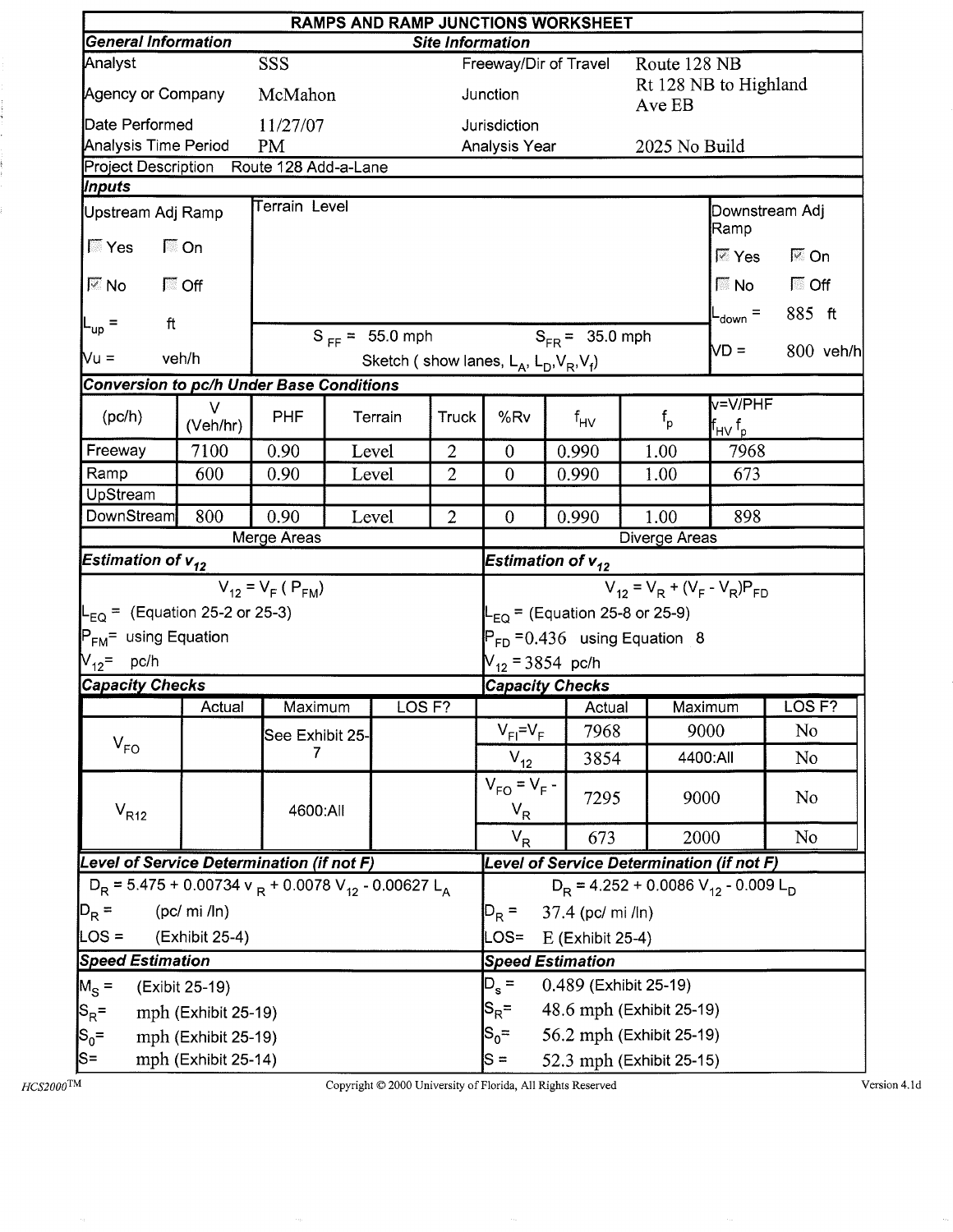# RAMPS AND RAMP JUNCTIONS WORKSHEET

| General Information | | Site Information | |
|---|---|---|---|
| Analyst | SSS | Freeway/Dir of Travel | Route 128 NB |
| Agency or Company | McMahon | Junction | Rt 128 NB to Highland Ave EB |
| Date Performed | 11/27/07 | Jurisdiction | |
| Analysis Time Period | PM | Analysis Year | 2025 No Build |

Project Description: Route 128 Add-a-Lane

## Inputs

| Upstream Adj Ramp | Terrain Level | Downstream Adj Ramp |
|---|---|---|
| ☐ Yes ☐ On | | ☑ Yes ☑ On |
| ☑ No ☐ Off | | ☐ No ☐ Off |
| $L_{up}$ = ft | $S_{FF}$ = 55.0 mph $S_{FR}$ = 35.0 mph | $L_{down}$ = 885 ft |
| Vu = veh/h | Sketch ( show lanes, $L_A$, $L_D$, $V_R$, $V_f$) | VD = 800 veh/h |

## Conversion to pc/h Under Base Conditions

| (pc/h) | V (Veh/hr) | PHF | Terrain | Truck | %Rv | $f_{HV}$ | $f_p$ | v=V/PHF $f_{HV}$ $f_p$ |
|---|---|---|---|---|---|---|---|---|
| Freeway | 7100 | 0.90 | Level | 2 | 0 | 0.990 | 1.00 | 7968 |
| Ramp | 600 | 0.90 | Level | 2 | 0 | 0.990 | 1.00 | 673 |
| UpStream | | | | | | | | |
| DownStream | 800 | 0.90 | Level | 2 | 0 | 0.990 | 1.00 | 898 |

## Merge Areas

### Estimation of $v_{12}$

$$V_{12} = V_F ( P_{FM})$$

$L_{EQ}$ = (Equation 25-2 or 25-3)

$P_{FM}$ = using Equation

$V_{12}$ = pc/h

### Capacity Checks

| | Actual | Maximum | LOS F? |
|---|---|---|---|
| $V_{FO}$ | | See Exhibit 25-7 | |
| $V_{R12}$ | | 4600:All | |

### Level of Service Determination (if not F)

$$D_R = 5.475 + 0.00734\ v_R + 0.0078\ V_{12} - 0.00627\ L_A$$

$D_R$ = (pc/ mi /ln)

LOS = (Exhibit 25-4)

### Speed Estimation

$M_S$ = (Exibit 25-19)

$S_R$ = mph (Exhibit 25-19)

$S_0$ = mph (Exhibit 25-19)

S= mph (Exhibit 25-14)

## Diverge Areas

### Estimation of $v_{12}$

$$V_{12} = V_R + (V_F - V_R)P_{FD}$$

$L_{EQ}$ = (Equation 25-8 or 25-9)

$P_{FD}$ = 0.436 using Equation 8

$V_{12}$ = 3854 pc/h

### Capacity Checks

| | Actual | Maximum | LOS F? |
|---|---|---|---|
| $V_{FI}=V_F$ | 7968 | 9000 | No |
| $V_{12}$ | 3854 | 4400:All | No |
| $V_{FO} = V_F - V_R$ | 7295 | 9000 | No |
| $V_R$ | 673 | 2000 | No |

### Level of Service Determination (if not F)

$$D_R = 4.252 + 0.0086\ V_{12} - 0.009\ L_D$$

$D_R$ = 37.4 (pc/ mi /ln)

LOS= E (Exhibit 25-4)

### Speed Estimation

$D_s$ = 0.489 (Exhibit 25-19)

$S_R$ = 48.6 mph (Exhibit 25-19)

$S_0$ = 56.2 mph (Exhibit 25-19)

S = 52.3 mph (Exhibit 25-15)

HCS2000™ Copyright © 2000 University of Florida, All Rights Reserved Version 4.1d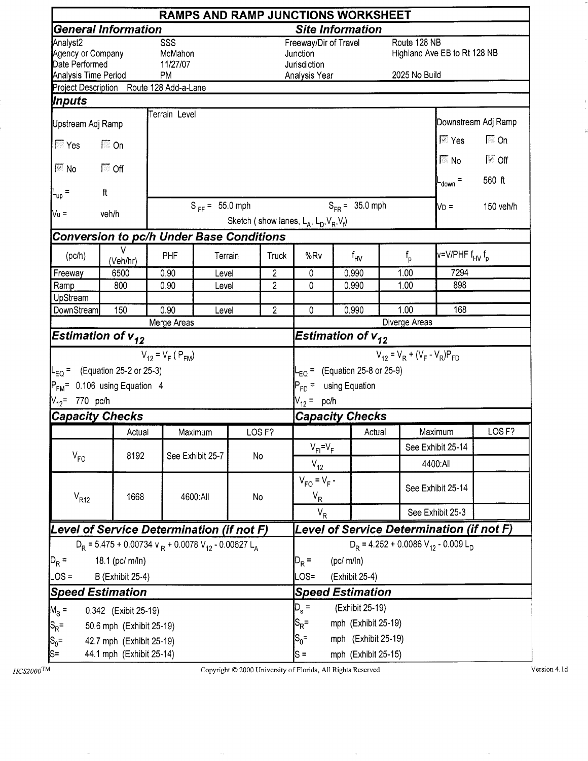# RAMPS AND RAMP JUNCTIONS WORKSHEET

## General Information

| | |
|---|---|
| Analyst2 | SSS |
| Agency or Company | McMahon |
| Date Performed | 11/27/07 |
| Analysis Time Period | PM |

## Site Information

| | |
|---|---|
| Freeway/Dir of Travel | Route 128 NB |
| Junction | Highland Ave EB to Rt 128 NB |
| Jurisdiction | |
| Analysis Year | 2025 No Build |

Project Description Route 128 Add-a-Lane

## Inputs

**Upstream Adj Ramp**

- Yes: ☐ On: ☐
- No: ☑ Off: ☐
- $L_{up}$ = ft
- $V_u$ = veh/h

Terrain Level

$S_{FF}$ = 55.0 mph $S_{FR}$ = 35.0 mph

Sketch ( show lanes, $L_A$, $L_D$, $V_R$, $V_f$)

**Downstream Adj Ramp**

- Yes: ☑ On: ☐
- No: ☐ Off: ☑
- $L_{down}$ = 560 ft
- $V_D$ = 150 veh/h

## Conversion to pc/h Under Base Conditions

| (pc/h) | V (Veh/hr) | PHF | Terrain | Truck | %Rv | $f_{HV}$ | $f_p$ | $v=V/PHF\ f_{HV}\ f_p$ |
|---|---|---|---|---|---|---|---|---|
| Freeway | 6500 | 0.90 | Level | 2 | 0 | 0.990 | 1.00 | 7294 |
| Ramp | 800 | 0.90 | Level | 2 | 0 | 0.990 | 1.00 | 898 |
| UpStream | | | | | | | | |
| DownStream | 150 | 0.90 | Level | 2 | 0 | 0.990 | 1.00 | 168 |

### Merge Areas

## Estimation of $v_{12}$

$$V_{12} = V_F\ (P_{FM})$$

- $L_{EQ}$ = (Equation 25-2 or 25-3)
- $P_{FM}$ = 0.106 using Equation 4
- $V_{12}$ = 770 pc/h

## Capacity Checks

| | Actual | Maximum | LOS F? |
|---|---|---|---|
| $V_{FO}$ | 8192 | See Exhibit 25-7 | No |
| $V_{R12}$ | 1668 | 4600:All | No |

## Level of Service Determination (if not F)

$$D_R = 5.475 + 0.00734\ v_R + 0.0078\ V_{12} - 0.00627\ L_A$$

- $D_R$ = 18.1 (pc/ m/ln)
- LOS = B (Exhibit 25-4)

## Speed Estimation

- $M_S$ = 0.342 (Exibit 25-19)
- $S_R$= 50.6 mph (Exhibit 25-19)
- $S_0$= 42.7 mph (Exhibit 25-19)
- S= 44.1 mph (Exhibit 25-14)

### Diverge Areas

## Estimation of $v_{12}$

$$V_{12} = V_R + (V_F - V_R)P_{FD}$$

- $L_{EQ}$ = (Equation 25-8 or 25-9)
- $P_{FD}$ = using Equation
- $V_{12}$ = pc/h

## Capacity Checks

| | Actual | Maximum | LOS F? |
|---|---|---|---|
| $V_{FI}=V_F$ | | See Exhibit 25-14 | |
| $V_{12}$ | | 4400:All | |
| $V_{FO} = V_F - V_R$ | | See Exhibit 25-14 | |
| $V_R$ | | See Exhibit 25-3 | |

## Level of Service Determination (if not F)

$$D_R = 4.252 + 0.0086\ V_{12} - 0.009\ L_D$$

- $D_R$ = (pc/ m/ln)
- LOS= (Exhibit 25-4)

## Speed Estimation

- $D_s$ = (Exhibit 25-19)
- $S_R$= mph (Exhibit 25-19)
- $S_0$= mph (Exhibit 25-19)
- S = mph (Exhibit 25-15)

HCS2000™ Copyright © 2000 University of Florida, All Rights Reserved Version 4.1d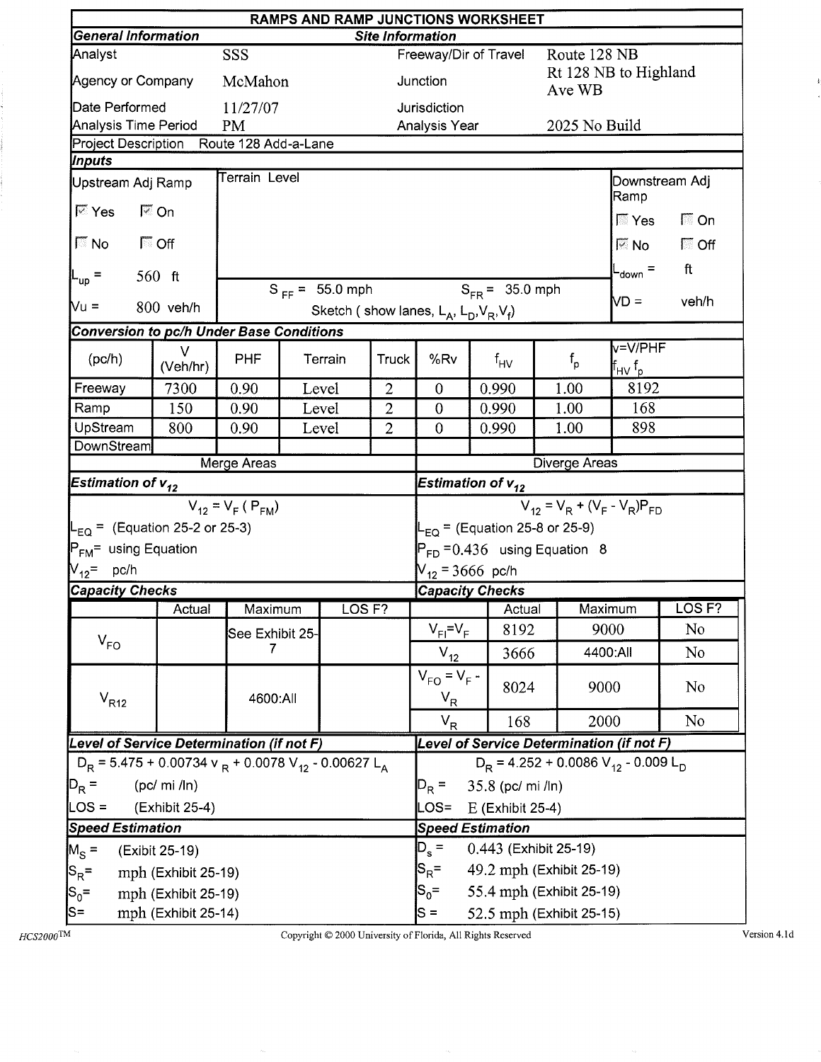# RAMPS AND RAMP JUNCTIONS WORKSHEET

| General Information | | Site Information | |
|---|---|---|---|
| Analyst | SSS | Freeway/Dir of Travel | Route 128 NB |
| Agency or Company | McMahon | Junction | Rt 128 NB to Highland Ave WB |
| Date Performed | 11/27/07 | Jurisdiction | |
| Analysis Time Period | PM | Analysis Year | 2025 No Build |

Project Description Route 128 Add-a-Lane

## Inputs

| Upstream Adj Ramp | Terrain Level | Downstream Adj Ramp |
|---|---|---|
| ☑ Yes ☑ On | | ☐ Yes ☐ On |
| ☐ No ☐ Off | | ☑ No ☐ Off |
| $L_{up}$ = 560 ft | $S_{FF}$ = 55.0 mph $S_{FR}$ = 35.0 mph | $L_{down}$ = ft |
| Vu = 800 veh/h | Sketch ( show lanes, $L_A$, $L_D$, $V_R$, $V_f$) | VD = veh/h |

## Conversion to pc/h Under Base Conditions

| (pc/h) | V (Veh/hr) | PHF | Terrain | Truck | %Rv | $f_{HV}$ | $f_p$ | $v=V/PHF\ f_{HV}\ f_p$ |
|---|---|---|---|---|---|---|---|---|
| Freeway | 7300 | 0.90 | Level | 2 | 0 | 0.990 | 1.00 | 8192 |
| Ramp | 150 | 0.90 | Level | 2 | 0 | 0.990 | 1.00 | 168 |
| UpStream | 800 | 0.90 | Level | 2 | 0 | 0.990 | 1.00 | 898 |
| DownStream | | | | | | | | |

## Merge Areas

### Estimation of $v_{12}$

$V_{12} = V_F\ (P_{FM})$

$L_{EQ}$ = (Equation 25-2 or 25-3)

$P_{FM}$ = using Equation

$V_{12}$ = pc/h

### Capacity Checks

| | Actual | Maximum | LOS F? |
|---|---|---|---|
| $V_{FO}$ | | See Exhibit 25-7 | |
| $V_{R12}$ | | 4600:All | |

### Level of Service Determination (if not F)

$D_R = 5.475 + 0.00734\ v_R + 0.0078\ V_{12} - 0.00627\ L_A$

$D_R$ = (pc/ mi /ln)

LOS = (Exhibit 25-4)

### Speed Estimation

$M_S$ = (Exibit 25-19)

$S_R$ = mph (Exhibit 25-19)

$S_0$ = mph (Exhibit 25-19)

S = mph (Exhibit 25-14)

## Diverge Areas

### Estimation of $v_{12}$

$V_{12} = V_R + (V_F - V_R)P_{FD}$

$L_{EQ}$ = (Equation 25-8 or 25-9)

$P_{FD}$ = 0.436 using Equation 8

$V_{12}$ = 3666 pc/h

### Capacity Checks

| | Actual | Maximum | LOS F? |
|---|---|---|---|
| $V_{FI}=V_F$ | 8192 | 9000 | No |
| $V_{12}$ | 3666 | 4400:All | No |
| $V_{FO} = V_F - V_R$ | 8024 | 9000 | No |
| $V_R$ | 168 | 2000 | No |

### Level of Service Determination (if not F)

$D_R = 4.252 + 0.0086\ V_{12} - 0.009\ L_D$

$D_R$ = 35.8 (pc/ mi /ln)

LOS= E (Exhibit 25-4)

### Speed Estimation

$D_s$ = 0.443 (Exhibit 25-19)

$S_R$ = 49.2 mph (Exhibit 25-19)

$S_0$ = 55.4 mph (Exhibit 25-19)

S = 52.5 mph (Exhibit 25-15)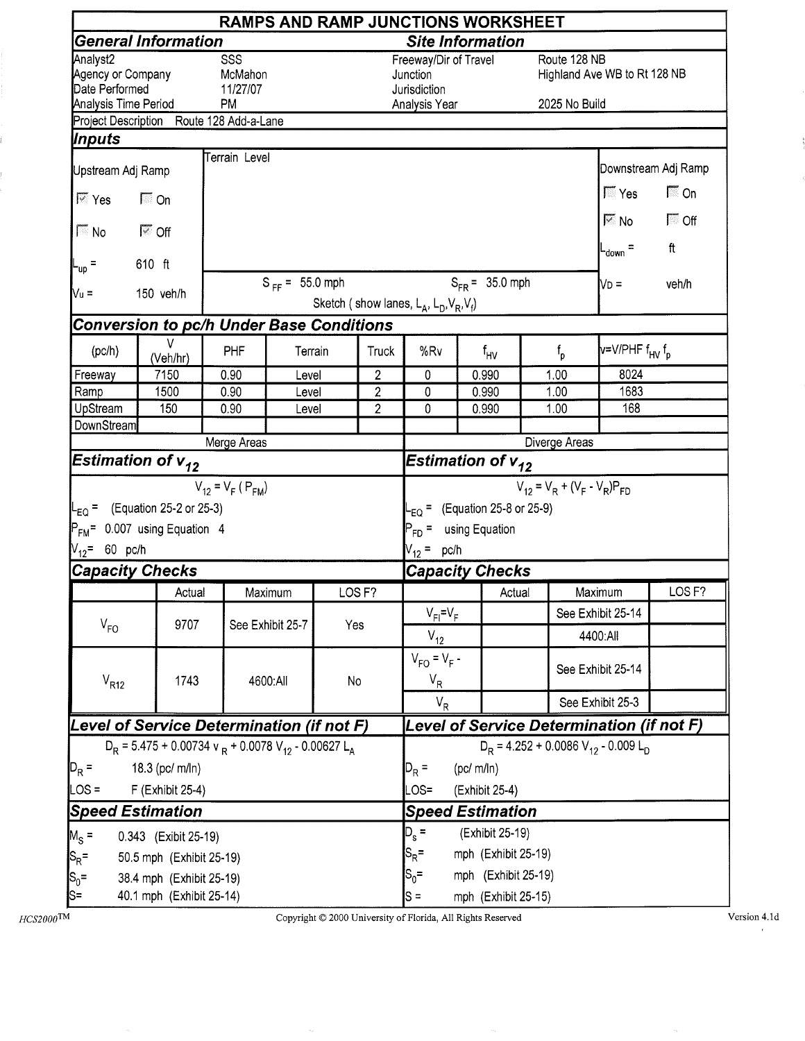# RAMPS AND RAMP JUNCTIONS WORKSHEET

## General Information

| | |
|---|---|
| Analyst2 | SSS |
| Agency or Company | McMahon |
| Date Performed | 11/27/07 |
| Analysis Time Period | PM |

## Site Information

| | |
|---|---|
| Freeway/Dir of Travel | Route 128 NB |
| Junction | Highland Ave WB to Rt 128 NB |
| Jurisdiction | |
| Analysis Year | 2025 No Build |

Project Description Route 128 Add-a-Lane

## Inputs

**Upstream Adj Ramp**

- [x] Yes  [ ] On
- [ ] No  [x] Off

$L_{up}$ = 610 ft

$V_u$ = 150 veh/h

Terrain Level

$S_{FF}$ = 55.0 mph  $S_{FR}$ = 35.0 mph

Sketch ( show lanes, $L_A$, $L_D$, $V_R$, $V_f$)

**Downstream Adj Ramp**

- [ ] Yes  [ ] On
- [x] No  [ ] Off

$L_{down}$ = ft

$V_D$ = veh/h

## Conversion to pc/h Under Base Conditions

| (pc/h) | V (Veh/hr) | PHF | Terrain | Truck | %Rv | $f_{HV}$ | $f_p$ | $v = V/PHF\ f_{HV}\ f_p$ |
|---|---|---|---|---|---|---|---|---|
| Freeway | 7150 | 0.90 | Level | 2 | 0 | 0.990 | 1.00 | 8024 |
| Ramp | 1500 | 0.90 | Level | 2 | 0 | 0.990 | 1.00 | 1683 |
| UpStream | 150 | 0.90 | Level | 2 | 0 | 0.990 | 1.00 | 168 |
| DownStream | | | | | | | | |

### Merge Areas

## Estimation of $v_{12}$

$$V_{12} = V_F\,(P_{FM})$$

$L_{EQ}$ = (Equation 25-2 or 25-3)

$P_{FM}$ = 0.007 using Equation 4

$V_{12}$ = 60 pc/h

## Capacity Checks

| | Actual | Maximum | LOS F? |
|---|---|---|---|
| $V_{FO}$ | 9707 | See Exhibit 25-7 | Yes |
| $V_{R12}$ | 1743 | 4600:All | No |

## Level of Service Determination (if not F)

$$D_R = 5.475 + 0.00734\ v_R + 0.0078\ V_{12} - 0.00627\ L_A$$

$D_R$ = 18.3 (pc/ m/ln)

LOS = F (Exhibit 25-4)

## Speed Estimation

$M_S$ = 0.343 (Exibit 25-19)

$S_R$ = 50.5 mph (Exhibit 25-19)

$S_0$ = 38.4 mph (Exhibit 25-19)

S = 40.1 mph (Exhibit 25-14)

### Diverge Areas

## Estimation of $v_{12}$

$$V_{12} = V_R + (V_F - V_R)P_{FD}$$

$L_{EQ}$ = (Equation 25-8 or 25-9)

$P_{FD}$ = using Equation

$V_{12}$ = pc/h

## Capacity Checks

| | Actual | Maximum | LOS F? |
|---|---|---|---|
| $V_{FI} = V_F$ | | See Exhibit 25-14 | |
| $V_{12}$ | | 4400:All | |
| $V_{FO} = V_F - V_R$ | | See Exhibit 25-14 | |
| $V_R$ | | See Exhibit 25-3 | |

## Level of Service Determination (if not F)

$$D_R = 4.252 + 0.0086\ V_{12} - 0.009\ L_D$$

$D_R$ = (pc/ m/ln)

LOS= (Exhibit 25-4)

## Speed Estimation

$D_s$ = (Exhibit 25-19)

$S_R$ = mph (Exhibit 25-19)

$S_0$ = mph (Exhibit 25-19)

S = mph (Exhibit 25-15)

HCS2000™ Copyright © 2000 University of Florida, All Rights Reserved Version 4.1d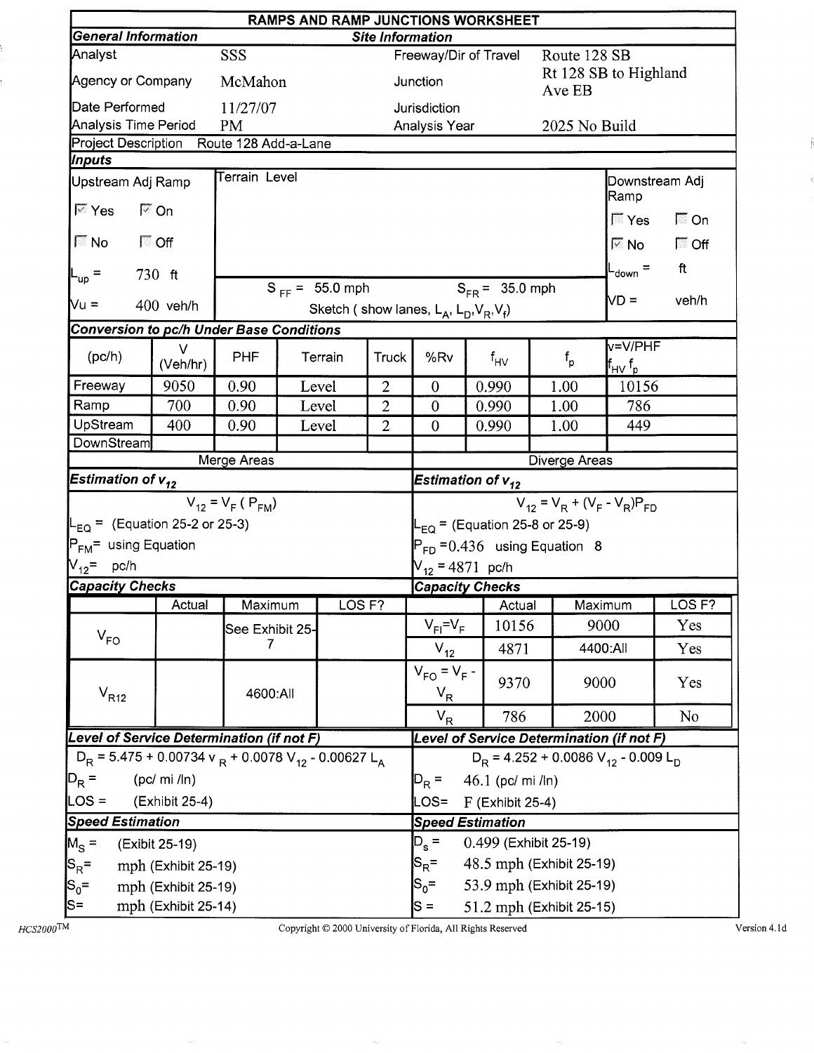# RAMPS AND RAMP JUNCTIONS WORKSHEET

| General Information | | Site Information | |
|---|---|---|---|
| Analyst | SSS | Freeway/Dir of Travel | Route 128 SB |
| Agency or Company | McMahon | Junction | Rt 128 SB to Highland Ave EB |
| Date Performed | 11/27/07 | Jurisdiction | |
| Analysis Time Period | PM | Analysis Year | 2025 No Build |

Project Description Route 128 Add-a-Lane

## Inputs

| Upstream Adj Ramp | Terrain Level | Downstream Adj Ramp |
|---|---|---|
| ☑ Yes ☑ On | | ☐ Yes ☐ On |
| ☐ No ☐ Off | | ☑ No ☐ Off |
| $L_{up}$ = 730 ft | $S_{FF}$ = 55.0 mph $S_{FR}$ = 35.0 mph | $L_{down}$ = ft |
| Vu = 400 veh/h | Sketch ( show lanes, $L_A$, $L_D$, $V_R$, $V_f$) | VD = veh/h |

## Conversion to pc/h Under Base Conditions

| (pc/h) | V (Veh/hr) | PHF | Terrain | Truck | %Rv | $f_{HV}$ | $f_p$ | $v=V/PHF\ f_{HV}\ f_p$ |
|---|---|---|---|---|---|---|---|---|
| Freeway | 9050 | 0.90 | Level | 2 | 0 | 0.990 | 1.00 | 10156 |
| Ramp | 700 | 0.90 | Level | 2 | 0 | 0.990 | 1.00 | 786 |
| UpStream | 400 | 0.90 | Level | 2 | 0 | 0.990 | 1.00 | 449 |
| DownStream | | | | | | | | |

## Merge Areas

### Estimation of $v_{12}$

$V_{12} = V_F\ (P_{FM})$

$L_{EQ}$ = (Equation 25-2 or 25-3)

$P_{FM}$ = using Equation

$V_{12}$ = pc/h

### Capacity Checks

| | Actual | Maximum | LOS F? |
|---|---|---|---|
| $V_{FO}$ | | See Exhibit 25-7 | |
| $V_{R12}$ | | 4600:All | |

### Level of Service Determination (if not F)

$D_R = 5.475 + 0.00734\ v_R + 0.0078\ V_{12} - 0.00627\ L_A$

$D_R$ = (pc/ mi /ln)

LOS = (Exhibit 25-4)

### Speed Estimation

$M_S$ = (Exibit 25-19)

$S_R$= mph (Exhibit 25-19)

$S_0$= mph (Exhibit 25-19)

S= mph (Exhibit 25-14)

## Diverge Areas

### Estimation of $v_{12}$

$V_{12} = V_R + (V_F - V_R)P_{FD}$

$L_{EQ}$ = (Equation 25-8 or 25-9)

$P_{FD}$ =0.436 using Equation 8

$V_{12}$ = 4871 pc/h

### Capacity Checks

| | Actual | Maximum | LOS F? |
|---|---|---|---|
| $V_{FI}=V_F$ | 10156 | 9000 | Yes |
| $V_{12}$ | 4871 | 4400:All | Yes |
| $V_{FO} = V_F - V_R$ | 9370 | 9000 | Yes |
| $V_R$ | 786 | 2000 | No |

### Level of Service Determination (if not F)

$D_R = 4.252 + 0.0086\ V_{12} - 0.009\ L_D$

$D_R$ = 46.1 (pc/ mi /ln)

LOS= F (Exhibit 25-4)

### Speed Estimation

$D_s$ = 0.499 (Exhibit 25-19)

$S_R$= 48.5 mph (Exhibit 25-19)

$S_0$= 53.9 mph (Exhibit 25-19)

S = 51.2 mph (Exhibit 25-15)

HCS2000™ Copyright © 2000 University of Florida, All Rights Reserved Version 4.1d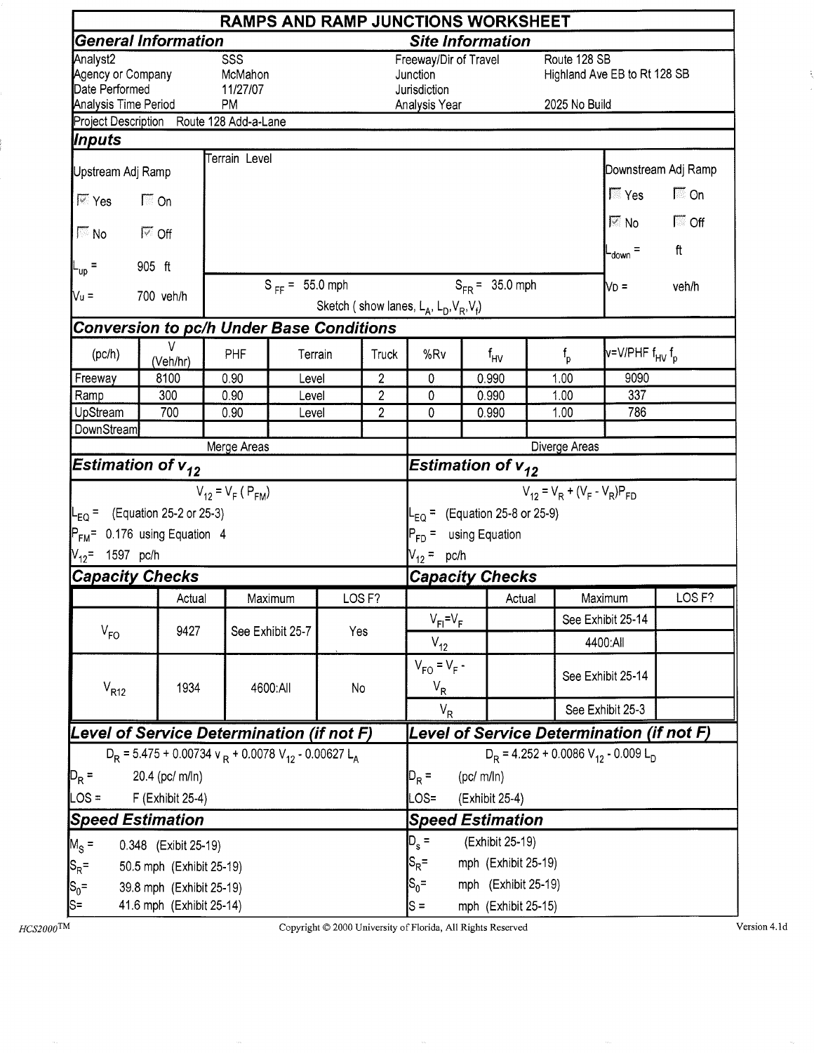# RAMPS AND RAMP JUNCTIONS WORKSHEET

## General Information

| | |
|---|---|
| Analyst2 | SSS |
| Agency or Company | McMahon |
| Date Performed | 11/27/07 |
| Analysis Time Period | PM |

## Site Information

| | |
|---|---|
| Freeway/Dir of Travel | Route 128 SB |
| Junction | Highland Ave EB to Rt 128 SB |
| Jurisdiction | |
| Analysis Year | 2025 No Build |

Project Description Route 128 Add-a-Lane

## Inputs

**Upstream Adj Ramp**

- [x] Yes  [ ] On
- [ ] No  [x] Off

$L_{up}$ = 905 ft

$V_u$ = 700 veh/h

Terrain Level

$S_{FF}$ = 55.0 mph  $S_{FR}$ = 35.0 mph

Sketch ( show lanes, $L_A$, $L_D$, $V_R$, $V_f$)

**Downstream Adj Ramp**

- [ ] Yes  [ ] On
- [x] No  [ ] Off

$L_{down}$ = ft

$V_D$ = veh/h

## Conversion to pc/h Under Base Conditions

| (pc/h) | V (Veh/hr) | PHF | Terrain | Truck | %Rv | $f_{HV}$ | $f_p$ | v=V/PHF $f_{HV}$ $f_p$ |
|---|---|---|---|---|---|---|---|---|
| Freeway | 8100 | 0.90 | Level | 2 | 0 | 0.990 | 1.00 | 9090 |
| Ramp | 300 | 0.90 | Level | 2 | 0 | 0.990 | 1.00 | 337 |
| UpStream | 700 | 0.90 | Level | 2 | 0 | 0.990 | 1.00 | 786 |
| DownStream | | | | | | | | |

### Merge Areas

## Estimation of $v_{12}$

$$V_{12} = V_F (P_{FM})$$

$L_{EQ}$ = (Equation 25-2 or 25-3)

$P_{FM}$= 0.176 using Equation 4

$V_{12}$= 1597 pc/h

## Capacity Checks

| | Actual | Maximum | LOS F? |
|---|---|---|---|
| $V_{FO}$ | 9427 | See Exhibit 25-7 | Yes |
| $V_{R12}$ | 1934 | 4600:All | No |

## Level of Service Determination (if not F)

$$D_R = 5.475 + 0.00734\ v_R + 0.0078\ V_{12} - 0.00627\ L_A$$

$D_R$ = 20.4 (pc/ m/ln)

LOS = F (Exhibit 25-4)

## Speed Estimation

$M_S$ = 0.348 (Exibit 25-19)

$S_R$= 50.5 mph (Exhibit 25-19)

$S_0$= 39.8 mph (Exhibit 25-19)

S= 41.6 mph (Exhibit 25-14)

### Diverge Areas

## Estimation of $v_{12}$

$$V_{12} = V_R + (V_F - V_R)P_{FD}$$

$L_{EQ}$ = (Equation 25-8 or 25-9)

$P_{FD}$ = using Equation

$V_{12}$ = pc/h

## Capacity Checks

| | Actual | Maximum | LOS F? |
|---|---|---|---|
| $V_{FI}=V_F$ | | See Exhibit 25-14 | |
| $V_{12}$ | | 4400:All | |
| $V_{FO} = V_F - V_R$ | | See Exhibit 25-14 | |
| $V_R$ | | See Exhibit 25-3 | |

## Level of Service Determination (if not F)

$$D_R = 4.252 + 0.0086\ V_{12} - 0.009\ L_D$$

$D_R$ = (pc/ m/ln)

LOS= (Exhibit 25-4)

## Speed Estimation

$D_s$ = (Exhibit 25-19)

$S_R$= mph (Exhibit 25-19)

$S_0$= mph (Exhibit 25-19)

S = mph (Exhibit 25-15)

HCS2000™ Copyright © 2000 University of Florida, All Rights Reserved Version 4.1d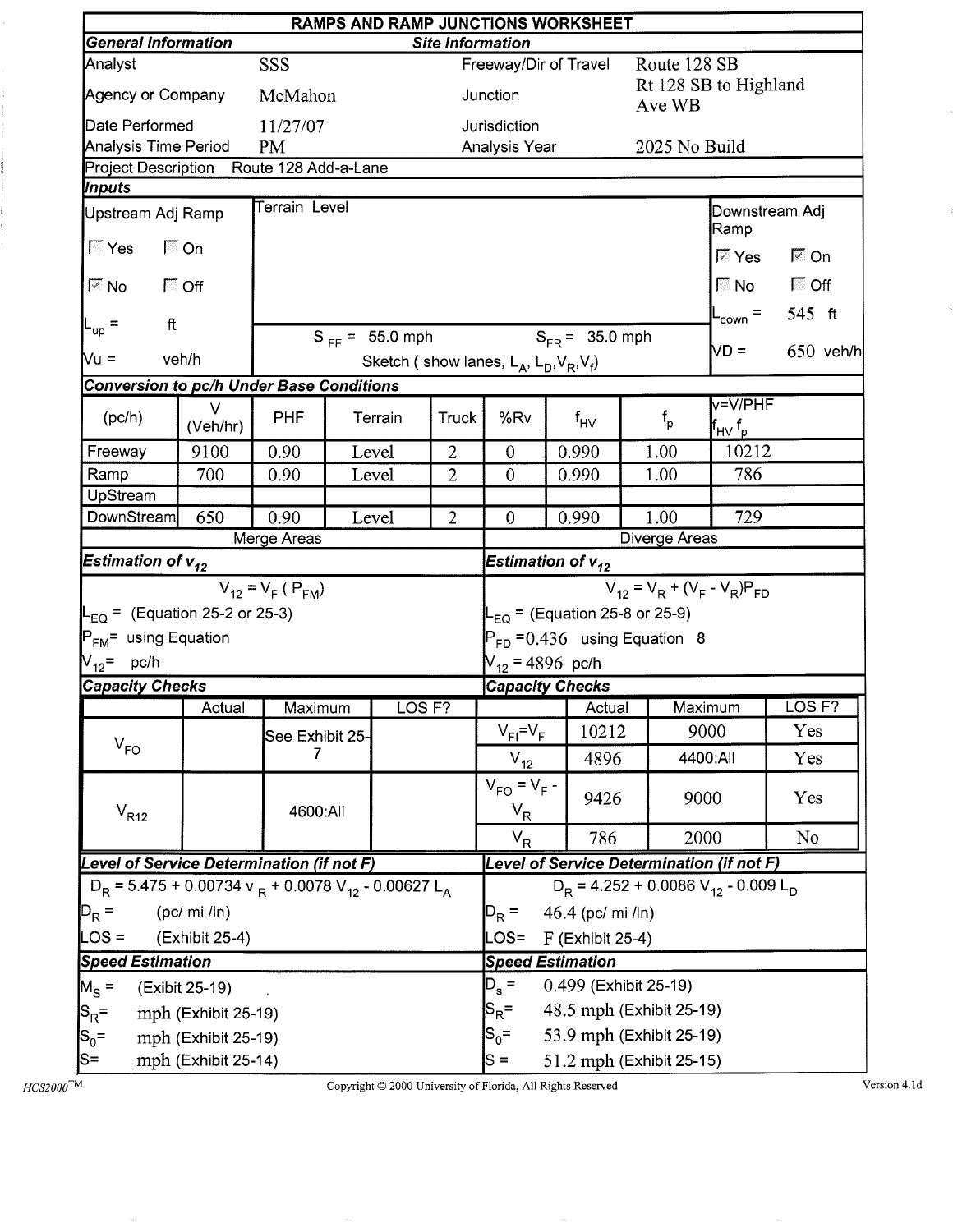# RAMPS AND RAMP JUNCTIONS WORKSHEET

| General Information | | Site Information | |
|---|---|---|---|
| Analyst | SSS | Freeway/Dir of Travel | Route 128 SB |
| Agency or Company | McMahon | Junction | Rt 128 SB to Highland Ave WB |
| Date Performed | 11/27/07 | Jurisdiction | |
| Analysis Time Period | PM | Analysis Year | 2025 No Build |

Project Description: Route 128 Add-a-Lane

## Inputs

| Upstream Adj Ramp | Terrain Level | Downstream Adj Ramp |
|---|---|---|
| ☐ Yes ☐ On | | ☑ Yes ☑ On |
| ☑ No ☐ Off | | ☐ No ☐ Off |
| $L_{up}$ = ft | $S_{FF}$ = 55.0 mph $S_{FR}$ = 35.0 mph | $L_{down}$ = 545 ft |
| Vu = veh/h | Sketch ( show lanes, $L_A$, $L_D$, $V_R$, $V_f$) | VD = 650 veh/h |

## Conversion to pc/h Under Base Conditions

| (pc/h) | V (Veh/hr) | PHF | Terrain | Truck | %Rv | $f_{HV}$ | $f_p$ | v=V/PHF $f_{HV}$ $f_p$ |
|---|---|---|---|---|---|---|---|---|
| Freeway | 9100 | 0.90 | Level | 2 | 0 | 0.990 | 1.00 | 10212 |
| Ramp | 700 | 0.90 | Level | 2 | 0 | 0.990 | 1.00 | 786 |
| UpStream | | | | | | | | |
| DownStream | 650 | 0.90 | Level | 2 | 0 | 0.990 | 1.00 | 729 |

## Merge Areas

### Estimation of $v_{12}$

$$V_{12} = V_F ( P_{FM})$$

$L_{EQ}$ = (Equation 25-2 or 25-3)

$P_{FM}$= using Equation

$V_{12}$= pc/h

### Capacity Checks

| | Actual | Maximum | LOS F? |
|---|---|---|---|
| $V_{FO}$ | | See Exhibit 25-7 | |
| $V_{R12}$ | | 4600:All | |

### Level of Service Determination (if not F)

$$D_R = 5.475 + 0.00734 v_R + 0.0078 V_{12} - 0.00627 L_A$$

$D_R$ = (pc/ mi /ln)

LOS = (Exhibit 25-4)

### Speed Estimation

$M_S$ = (Exibit 25-19)

$S_R$= mph (Exhibit 25-19)

$S_0$= mph (Exhibit 25-19)

S= mph (Exhibit 25-14)

## Diverge Areas

### Estimation of $v_{12}$

$$V_{12} = V_R + (V_F - V_R)P_{FD}$$

$L_{EQ}$ = (Equation 25-8 or 25-9)

$P_{FD}$ =0.436 using Equation 8

$V_{12}$ = 4896 pc/h

### Capacity Checks

| | Actual | Maximum | LOS F? |
|---|---|---|---|
| $V_{FI}=V_F$ | 10212 | 9000 | Yes |
| $V_{12}$ | 4896 | 4400:All | Yes |
| $V_{FO} = V_F - V_R$ | 9426 | 9000 | Yes |
| $V_R$ | 786 | 2000 | No |

### Level of Service Determination (if not F)

$$D_R = 4.252 + 0.0086 V_{12} - 0.009 L_D$$

$D_R$ = 46.4 (pc/ mi /ln)

LOS= F (Exhibit 25-4)

### Speed Estimation

$D_s$ = 0.499 (Exhibit 25-19)

$S_R$= 48.5 mph (Exhibit 25-19)

$S_0$= 53.9 mph (Exhibit 25-19)

S = 51.2 mph (Exhibit 25-15)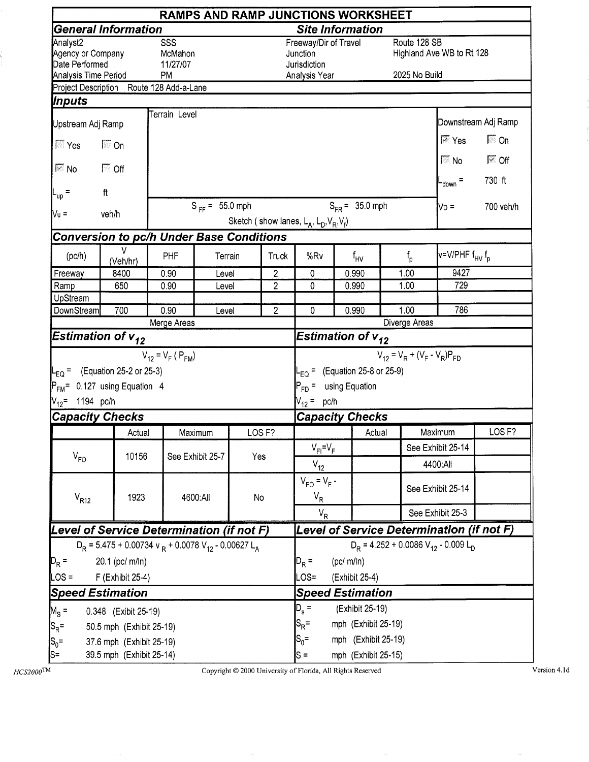# RAMPS AND RAMP JUNCTIONS WORKSHEET

## General Information

| | |
|---|---|
| Analyst2 | SSS |
| Agency or Company | McMahon |
| Date Performed | 11/27/07 |
| Analysis Time Period | PM |

## Site Information

| | |
|---|---|
| Freeway/Dir of Travel | Route 128 SB |
| Junction | Highland Ave WB to Rt 128 |
| Jurisdiction | |
| Analysis Year | 2025 No Build |

Project Description Route 128 Add-a-Lane

## Inputs

**Upstream Adj Ramp**

- [ ] Yes
- [ ] On
- [x] No
- [ ] Off

$L_{up}$ = ft

$V_u$ = veh/h

Terrain Level

$S_{FF}$ = 55.0 mph $S_{FR}$ = 35.0 mph

Sketch ( show lanes, $L_A$, $L_D$, $V_R$, $V_f$)

**Downstream Adj Ramp**

- [x] Yes
- [ ] On
- [ ] No
- [x] Off

$L_{down}$ = 730 ft

$V_D$ = 700 veh/h

## Conversion to pc/h Under Base Conditions

| (pc/h) | V (Veh/hr) | PHF | Terrain | Truck | %Rv | $f_{HV}$ | $f_p$ | v=V/PHF $f_{HV}$ $f_p$ |
|---|---|---|---|---|---|---|---|---|
| Freeway | 8400 | 0.90 | Level | 2 | 0 | 0.990 | 1.00 | 9427 |
| Ramp | 650 | 0.90 | Level | 2 | 0 | 0.990 | 1.00 | 729 |
| UpStream | | | | | | | | |
| DownStream | 700 | 0.90 | Level | 2 | 0 | 0.990 | 1.00 | 786 |

## Merge Areas

### Estimation of $v_{12}$

$$V_{12} = V_F ( P_{FM})$$

$L_{EQ}$ = (Equation 25-2 or 25-3)

$P_{FM}$ = 0.127 using Equation 4

$V_{12}$ = 1194 pc/h

### Capacity Checks

| | Actual | Maximum | LOS F? |
|---|---|---|---|
| $V_{FO}$ | 10156 | See Exhibit 25-7 | Yes |
| $V_{R12}$ | 1923 | 4600:All | No |

### Level of Service Determination (if not F)

$$D_R = 5.475 + 0.00734\, v_R + 0.0078\, V_{12} - 0.00627\, L_A$$

$D_R$ = 20.1 (pc/ m/ln)

LOS = F (Exhibit 25-4)

### Speed Estimation

$M_S$ = 0.348 (Exibit 25-19)

$S_R$ = 50.5 mph (Exhibit 25-19)

$S_0$ = 37.6 mph (Exhibit 25-19)

S = 39.5 mph (Exhibit 25-14)

## Diverge Areas

### Estimation of $v_{12}$

$$V_{12} = V_R + (V_F - V_R)P_{FD}$$

$L_{EQ}$ = (Equation 25-8 or 25-9)

$P_{FD}$ = using Equation

$V_{12}$ = pc/h

### Capacity Checks

| | Actual | Maximum | LOS F? |
|---|---|---|---|
| $V_{FI}=V_F$ | | See Exhibit 25-14 | |
| $V_{12}$ | | 4400:All | |
| $V_{FO} = V_F - V_R$ | | See Exhibit 25-14 | |
| $V_R$ | | See Exhibit 25-3 | |

### Level of Service Determination (if not F)

$$D_R = 4.252 + 0.0086\, V_{12} - 0.009\, L_D$$

$D_R$ = (pc/ m/ln)

LOS= (Exhibit 25-4)

### Speed Estimation

$D_s$ = (Exhibit 25-19)

$S_R$ = mph (Exhibit 25-19)

$S_0$ = mph (Exhibit 25-19)

S = mph (Exhibit 25-15)

HCS2000™ Copyright © 2000 University of Florida, All Rights Reserved Version 4.1d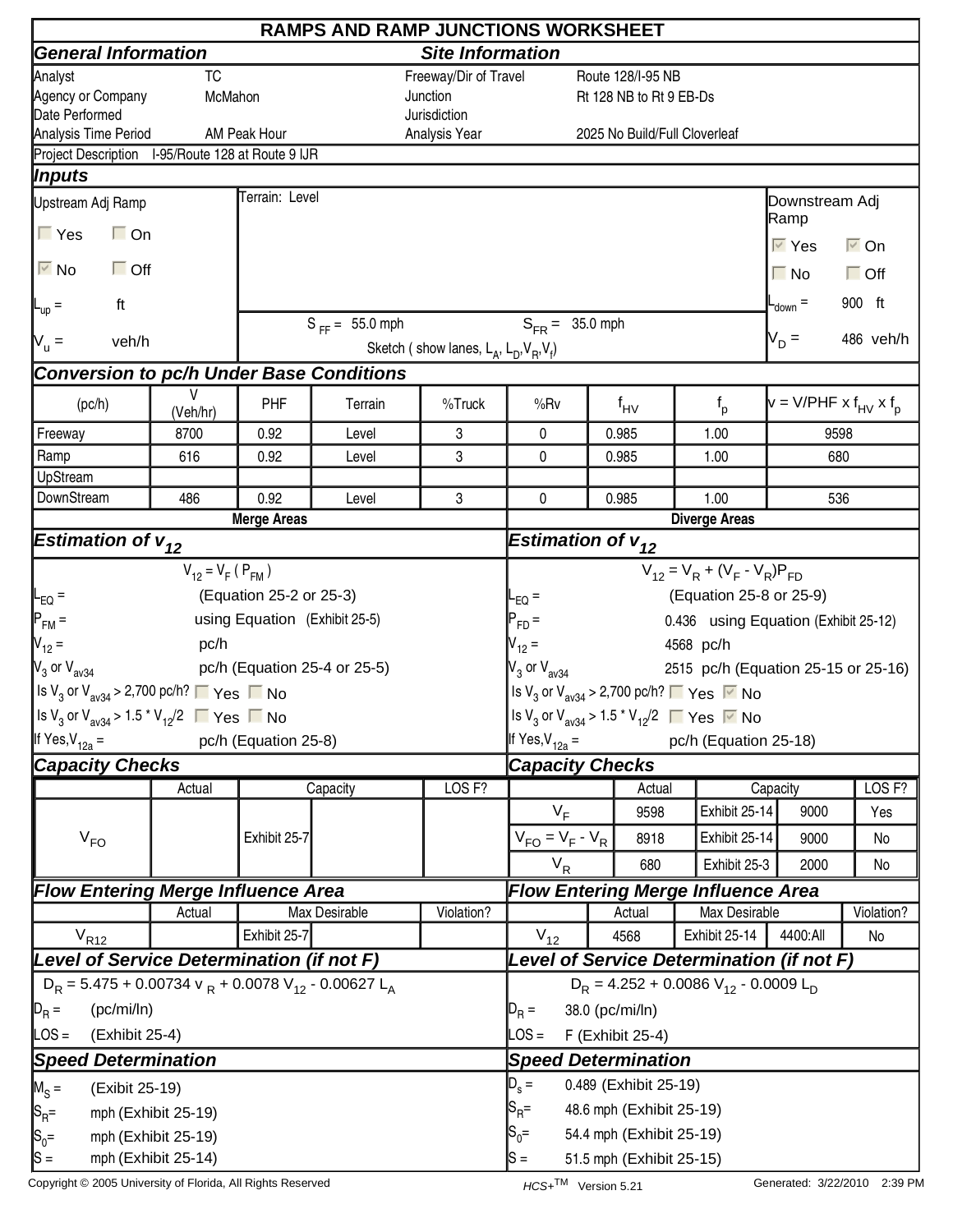# RAMPS AND RAMP JUNCTIONS WORKSHEET

## General Information / Site Information

| | | | |
|---|---|---|---|
| Analyst | TC | Freeway/Dir of Travel | Route 128/I-95 NB |
| Agency or Company | McMahon | Junction | Rt 128 NB to Rt 9 EB-Ds |
| Date Performed | | Jurisdiction | |
| Analysis Time Period | AM Peak Hour | Analysis Year | 2025 No Build/Full Cloverleaf |

Project Description I-95/Route 128 at Route 9 IJR

## Inputs

Upstream Adj Ramp: Yes ☐ On ☐ / No ☑ Off ☐

$L_{up}$ = ft

$V_u$ = veh/h

Terrain: Level

$S_{FF}$ = 55.0 mph $S_{FR}$ = 35.0 mph

Sketch ( show lanes, $L_A$, $L_D$, $V_R$, $V_f$)

Downstream Adj Ramp: Yes ☑ On ☑ / No ☐ Off ☐

$L_{down}$ = 900 ft

$V_D$ = 486 veh/h

## Conversion to pc/h Under Base Conditions

| (pc/h) | V (Veh/hr) | PHF | Terrain | %Truck | %Rv | $f_{HV}$ | $f_p$ | $v = V/PHF \times f_{HV} \times f_p$ |
|---|---|---|---|---|---|---|---|---|
| Freeway | 8700 | 0.92 | Level | 3 | 0 | 0.985 | 1.00 | 9598 |
| Ramp | 616 | 0.92 | Level | 3 | 0 | 0.985 | 1.00 | 680 |
| UpStream | | | | | | | | |
| DownStream | 486 | 0.92 | Level | 3 | 0 | 0.985 | 1.00 | 536 |

## Merge Areas

### Estimation of $v_{12}$

$V_{12} = V_F (P_{FM})$

$L_{EQ}$ = (Equation 25-2 or 25-3)

$P_{FM}$ = using Equation (Exhibit 25-5)

$V_{12}$ = pc/h

$V_3$ or $V_{av34}$ pc/h (Equation 25-4 or 25-5)

Is $V_3$ or $V_{av34}$ > 2,700 pc/h? ☐ Yes ☐ No

Is $V_3$ or $V_{av34}$ > 1.5 * $V_{12}$/2 ☐ Yes ☐ No

If Yes, $V_{12a}$ = pc/h (Equation 25-8)

### Capacity Checks

| | Actual | Capacity | | LOS F? |
|---|---|---|---|---|
| $V_{FO}$ | | Exhibit 25-7 | | |

### Flow Entering Merge Influence Area

| | Actual | Max Desirable | | Violation? |
|---|---|---|---|---|
| $V_{R12}$ | | Exhibit 25-7 | | |

### Level of Service Determination (if not F)

$D_R = 5.475 + 0.00734\, v_R + 0.0078\, V_{12} - 0.00627\, L_A$

$D_R$ = (pc/mi/ln)

LOS = (Exhibit 25-4)

### Speed Determination

$M_S$ = (Exibit 25-19)

$S_R$= mph (Exhibit 25-19)

$S_0$= mph (Exhibit 25-19)

S = mph (Exhibit 25-14)

## Diverge Areas

### Estimation of $v_{12}$

$V_{12} = V_R + (V_F - V_R)P_{FD}$

$L_{EQ}$ = (Equation 25-8 or 25-9)

$P_{FD}$ = 0.436 using Equation (Exhibit 25-12)

$V_{12}$ = 4568 pc/h

$V_3$ or $V_{av34}$ 2515 pc/h (Equation 25-15 or 25-16)

Is $V_3$ or $V_{av34}$ > 2,700 pc/h? ☐ Yes ☑ No

Is $V_3$ or $V_{av34}$ > 1.5 * $V_{12}$/2 ☐ Yes ☑ No

If Yes, $V_{12a}$ = pc/h (Equation 25-18)

### Capacity Checks

| | Actual | Capacity | | LOS F? |
|---|---|---|---|---|
| $V_F$ | 9598 | Exhibit 25-14 | 9000 | Yes |
| $V_{FO} = V_F - V_R$ | 8918 | Exhibit 25-14 | 9000 | No |
| $V_R$ | 680 | Exhibit 25-3 | 2000 | No |

### Flow Entering Merge Influence Area

| | Actual | Max Desirable | | Violation? |
|---|---|---|---|---|
| $V_{12}$ | 4568 | Exhibit 25-14 | 4400:All | No |

### Level of Service Determination (if not F)

$D_R = 4.252 + 0.0086\, V_{12} - 0.0009\, L_D$

$D_R$ = 38.0 (pc/mi/ln)

LOS = F (Exhibit 25-4)

### Speed Determination

$D_s$ = 0.489 (Exhibit 25-19)

$S_R$= 48.6 mph (Exhibit 25-19)

$S_0$= 54.4 mph (Exhibit 25-19)

S = 51.5 mph (Exhibit 25-15)

Copyright © 2005 University of Florida, All Rights Reserved HCS+TM Version 5.21 Generated: 3/22/2010 2:39 PM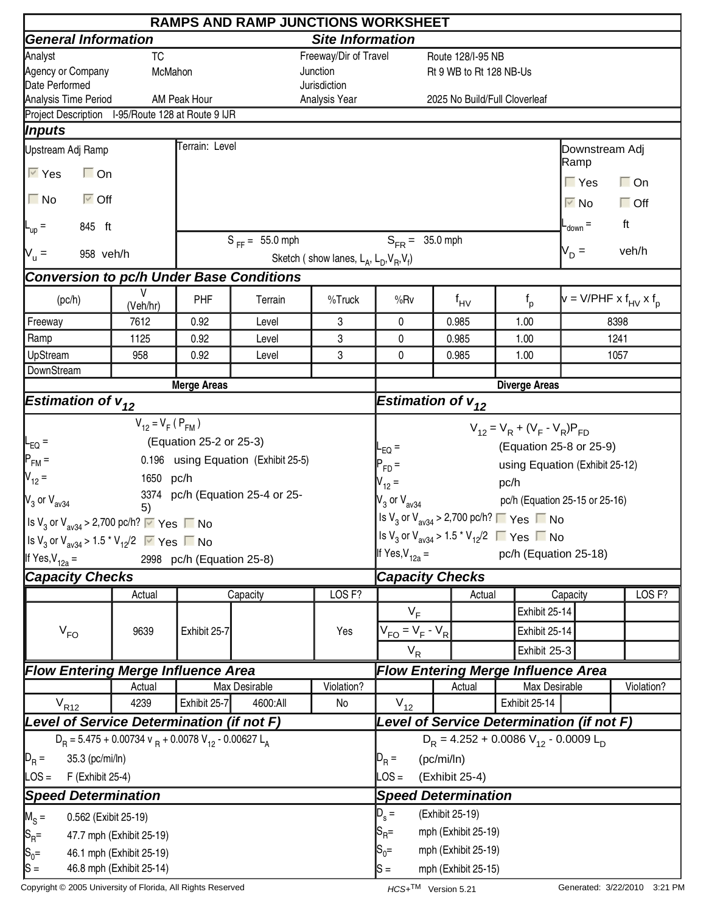# RAMPS AND RAMP JUNCTIONS WORKSHEET

## General Information / Site Information

| | | | |
|---|---|---|---|
| Analyst | TC | Freeway/Dir of Travel | Route 128/I-95 NB |
| Agency or Company | McMahon | Junction | Rt 9 WB to Rt 128 NB-Us |
| Date Performed | | Jurisdiction | |
| Analysis Time Period | AM Peak Hour | Analysis Year | 2025 No Build/Full Cloverleaf |

Project Description I-95/Route 128 at Route 9 IJR

## Inputs

| Upstream Adj Ramp | | Downstream Adj Ramp |
|---|---|---|
| ☑ Yes ☐ On | Terrain: Level | ☐ Yes ☐ On |
| ☐ No ☑ Off | | ☑ No ☐ Off |
| $L_{up}$ = 845 ft | $S_{FF}$ = 55.0 mph $S_{FR}$ = 35.0 mph | $L_{down}$ = ft |
| $V_u$ = 958 veh/h | Sketch ( show lanes, $L_A$, $L_D$, $V_R$, $V_f$) | $V_D$ = veh/h |

## Conversion to pc/h Under Base Conditions

| (pc/h) | V (Veh/hr) | PHF | Terrain | %Truck | %Rv | $f_{HV}$ | $f_p$ | $v = V/PHF \times f_{HV} \times f_p$ |
|---|---|---|---|---|---|---|---|---|
| Freeway | 7612 | 0.92 | Level | 3 | 0 | 0.985 | 1.00 | 8398 |
| Ramp | 1125 | 0.92 | Level | 3 | 0 | 0.985 | 1.00 | 1241 |
| UpStream | 958 | 0.92 | Level | 3 | 0 | 0.985 | 1.00 | 1057 |
| DownStream | | | | | | | | |

## Merge Areas

### Estimation of $v_{12}$

$V_{12} = V_F (P_{FM})$

- $L_{EQ}$ = (Equation 25-2 or 25-3)
- $P_{FM}$ = 0.196 using Equation (Exhibit 25-5)
- $V_{12}$ = 1650 pc/h
- $V_3$ or $V_{av34}$ = 3374 pc/h (Equation 25-4 or 25-5)
- Is $V_3$ or $V_{av34}$ > 2,700 pc/h? ☑ Yes ☐ No
- Is $V_3$ or $V_{av34}$ > 1.5 * $V_{12}$/2 ☑ Yes ☐ No
- If Yes, $V_{12a}$ = 2998 pc/h (Equation 25-8)

### Capacity Checks

| | Actual | Capacity | | LOS F? |
|---|---|---|---|---|
| $V_{FO}$ | 9639 | Exhibit 25-7 | | Yes |

### Flow Entering Merge Influence Area

| | Actual | Max Desirable | | Violation? |
|---|---|---|---|---|
| $V_{R12}$ | 4239 | Exhibit 25-7 | 4600:All | No |

### Level of Service Determination (if not F)

$D_R = 5.475 + 0.00734\, v_R + 0.0078\, V_{12} - 0.00627\, L_A$

- $D_R$ = 35.3 (pc/mi/ln)
- LOS = F (Exhibit 25-4)

### Speed Determination

- $M_S$ = 0.562 (Exibit 25-19)
- $S_R$ = 47.7 mph (Exhibit 25-19)
- $S_0$ = 46.1 mph (Exhibit 25-19)
- S = 46.8 mph (Exhibit 25-14)

## Diverge Areas

### Estimation of $v_{12}$

$V_{12} = V_R + (V_F - V_R)P_{FD}$

- $L_{EQ}$ = (Equation 25-8 or 25-9)
- $P_{FD}$ = using Equation (Exhibit 25-12)
- $V_{12}$ = pc/h
- $V_3$ or $V_{av34}$ pc/h (Equation 25-15 or 25-16)
- Is $V_3$ or $V_{av34}$ > 2,700 pc/h? ☐ Yes ☐ No
- Is $V_3$ or $V_{av34}$ > 1.5 * $V_{12}$/2 ☐ Yes ☐ No
- If Yes, $V_{12a}$ = pc/h (Equation 25-18)

### Capacity Checks

| | Actual | Capacity | | LOS F? |
|---|---|---|---|---|
| $V_F$ | | Exhibit 25-14 | | |
| $V_{FO} = V_F - V_R$ | | Exhibit 25-14 | | |
| $V_R$ | | Exhibit 25-3 | | |

### Flow Entering Merge Influence Area

| | Actual | Max Desirable | | Violation? |
|---|---|---|---|---|
| $V_{12}$ | | Exhibit 25-14 | | |

### Level of Service Determination (if not F)

$D_R = 4.252 + 0.0086\, V_{12} - 0.0009\, L_D$

- $D_R$ = (pc/mi/ln)
- LOS = (Exhibit 25-4)

### Speed Determination

- $D_s$ = (Exhibit 25-19)
- $S_R$ = mph (Exhibit 25-19)
- $S_0$ = mph (Exhibit 25-19)
- S = mph (Exhibit 25-15)

Copyright © 2005 University of Florida, All Rights Reserved — HCS+TM Version 5.21 — Generated: 3/22/2010 3:21 PM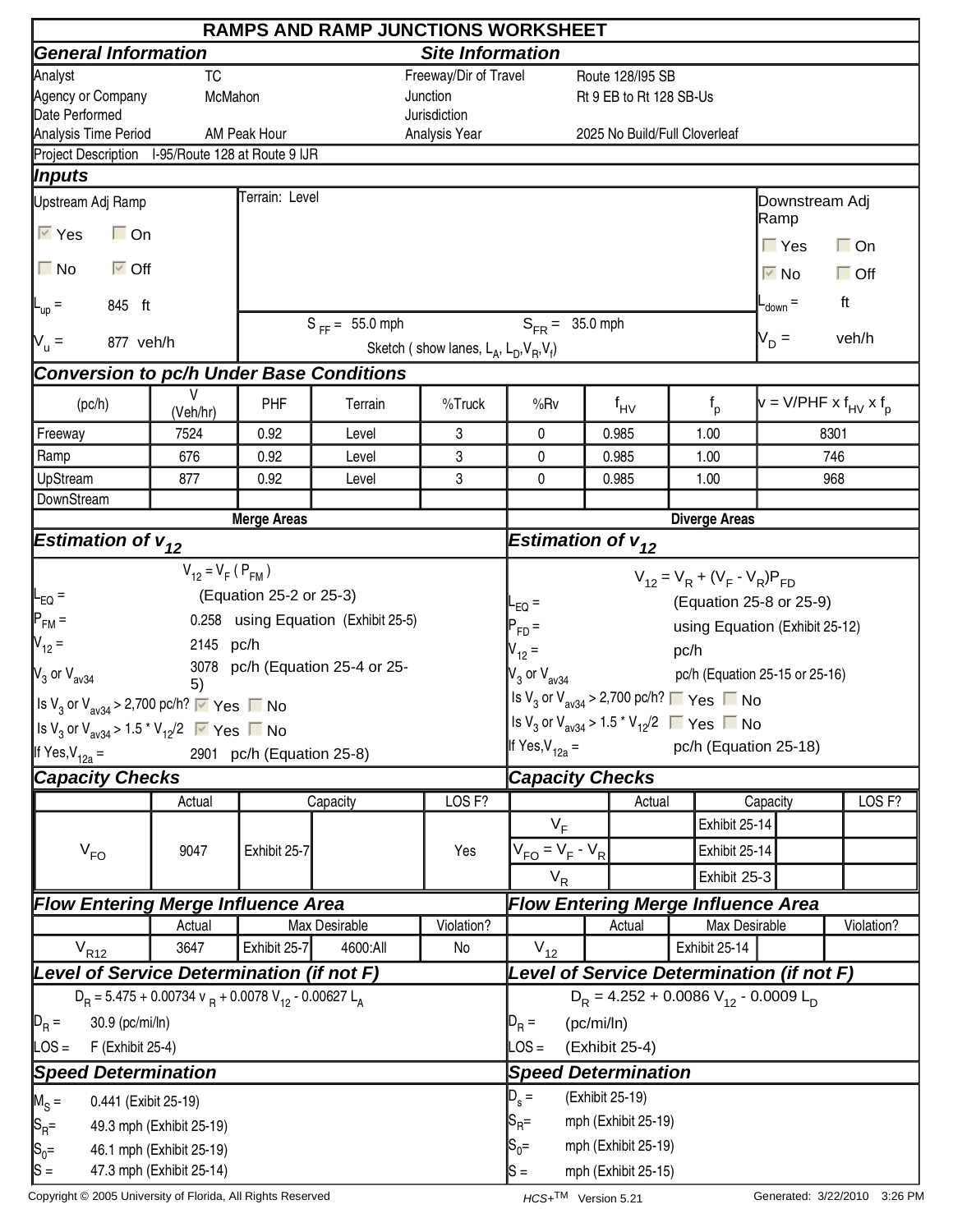# RAMPS AND RAMP JUNCTIONS WORKSHEET

## General Information

| | |
|---|---|
| Analyst | TC |
| Agency or Company | McMahon |
| Date Performed | |
| Analysis Time Period | AM Peak Hour |

## Site Information

| | |
|---|---|
| Freeway/Dir of Travel | Route 128/I95 SB |
| Junction | Rt 9 EB to Rt 128 SB-Us |
| Jurisdiction | |
| Analysis Year | 2025 No Build/Full Cloverleaf |

Project Description I-95/Route 128 at Route 9 IJR

## Inputs

**Upstream Adj Ramp**

☑ Yes ☐ On

☐ No ☑ Off

$L_{up}$ = 845 ft

$V_u$ = 877 veh/h

Terrain: Level

$S_{FF}$ = 55.0 mph $S_{FR}$ = 35.0 mph

Sketch ( show lanes, $L_A$, $L_D$, $V_R$, $V_f$)

**Downstream Adj Ramp**

☐ Yes ☐ On

☑ No ☐ Off

$L_{down}$ = ft

$V_D$ = veh/h

## Conversion to pc/h Under Base Conditions

| (pc/h) | V (Veh/hr) | PHF | Terrain | %Truck | %Rv | $f_{HV}$ | $f_p$ | $v = V/PHF \times f_{HV} \times f_p$ |
|---|---|---|---|---|---|---|---|---|
| Freeway | 7524 | 0.92 | Level | 3 | 0 | 0.985 | 1.00 | 8301 |
| Ramp | 676 | 0.92 | Level | 3 | 0 | 0.985 | 1.00 | 746 |
| UpStream | 877 | 0.92 | Level | 3 | 0 | 0.985 | 1.00 | 968 |
| DownStream | | | | | | | | |

## Merge Areas

### Estimation of $v_{12}$

$V_{12} = V_F \, (P_{FM})$

$L_{EQ}$ = (Equation 25-2 or 25-3)

$P_{FM}$ = 0.258 using Equation (Exhibit 25-5)

$V_{12}$ = 2145 pc/h

$V_3$ or $V_{av34}$ 3078 pc/h (Equation 25-4 or 25-5)

Is $V_3$ or $V_{av34}$ > 2,700 pc/h? ☑ Yes ☐ No

Is $V_3$ or $V_{av34}$ > 1.5 * $V_{12}$/2 ☑ Yes ☐ No

If Yes, $V_{12a}$ = 2901 pc/h (Equation 25-8)

### Capacity Checks

| | Actual | Capacity | | LOS F? |
|---|---|---|---|---|
| $V_{FO}$ | 9047 | Exhibit 25-7 | | Yes |

### Flow Entering Merge Influence Area

| | Actual | Max Desirable | | Violation? |
|---|---|---|---|---|
| $V_{R12}$ | 3647 | Exhibit 25-7 | 4600:All | No |

### Level of Service Determination (if not F)

$D_R = 5.475 + 0.00734\, v_R + 0.0078\, V_{12} - 0.00627\, L_A$

$D_R$ = 30.9 (pc/mi/ln)

LOS = F (Exhibit 25-4)

### Speed Determination

$M_S$ = 0.441 (Exibit 25-19)

$S_R$= 49.3 mph (Exhibit 25-19)

$S_0$= 46.1 mph (Exhibit 25-19)

S = 47.3 mph (Exhibit 25-14)

## Diverge Areas

### Estimation of $v_{12}$

$V_{12} = V_R + (V_F - V_R)P_{FD}$

$L_{EQ}$ = (Equation 25-8 or 25-9)

$P_{FD}$ = using Equation (Exhibit 25-12)

$V_{12}$ = pc/h

$V_3$ or $V_{av34}$ pc/h (Equation 25-15 or 25-16)

Is $V_3$ or $V_{av34}$ > 2,700 pc/h? ☐ Yes ☐ No

Is $V_3$ or $V_{av34}$ > 1.5 * $V_{12}$/2 ☐ Yes ☐ No

If Yes, $V_{12a}$ = pc/h (Equation 25-18)

### Capacity Checks

| | Actual | Capacity | | LOS F? |
|---|---|---|---|---|
| $V_F$ | | Exhibit 25-14 | | |
| $V_{FO} = V_F - V_R$ | | Exhibit 25-14 | | |
| $V_R$ | | Exhibit 25-3 | | |

### Flow Entering Merge Influence Area

| | Actual | Max Desirable | | Violation? |
|---|---|---|---|---|
| $V_{12}$ | | Exhibit 25-14 | | |

### Level of Service Determination (if not F)

$D_R = 4.252 + 0.0086\, V_{12} - 0.0009\, L_D$

$D_R$ = (pc/mi/ln)

LOS = (Exhibit 25-4)

### Speed Determination

$D_s$ = (Exhibit 25-19)

$S_R$= mph (Exhibit 25-19)

$S_0$= mph (Exhibit 25-19)

S = mph (Exhibit 25-15)

Copyright © 2005 University of Florida, All Rights Reserved HCS+TM Version 5.21 Generated: 3/22/2010 3:26 PM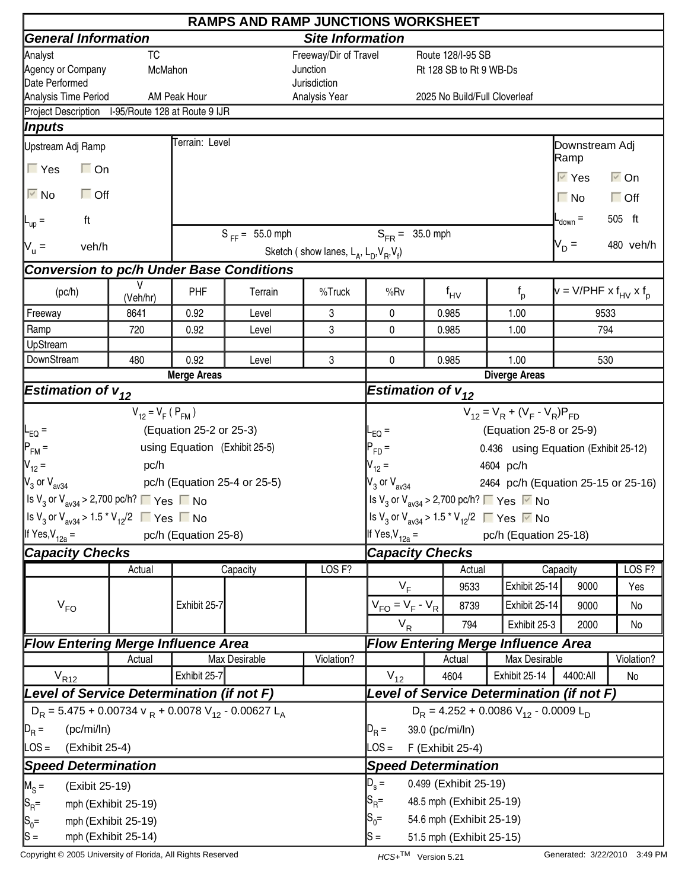# RAMPS AND RAMP JUNCTIONS WORKSHEET

## General Information

| | |
|---|---|
| Analyst | TC |
| Agency or Company | McMahon |
| Date Performed | |
| Analysis Time Period | AM Peak Hour |

## Site Information

| | |
|---|---|
| Freeway/Dir of Travel | Route 128/I-95 SB |
| Junction | Rt 128 SB to Rt 9 WB-Ds |
| Jurisdiction | |
| Analysis Year | 2025 No Build/Full Cloverleaf |

Project Description I-95/Route 128 at Route 9 IJR

## Inputs

**Upstream Adj Ramp**

☐ Yes ☐ On

☑ No ☐ Off

$L_{up}$ = ft

$V_u$ = veh/h

Terrain: Level

$S_{FF}$ = 55.0 mph $S_{FR}$ = 35.0 mph

Sketch ( show lanes, $L_A$, $L_D$, $V_R$, $V_f$)

**Downstream Adj Ramp**

☑ Yes ☑ On

☐ No ☐ Off

$L_{down}$ = 505 ft

$V_D$ = 480 veh/h

## Conversion to pc/h Under Base Conditions

| (pc/h) | V (Veh/hr) | PHF | Terrain | %Truck | %Rv | $f_{HV}$ | $f_p$ | $v = V/PHF \times f_{HV} \times f_p$ |
|---|---|---|---|---|---|---|---|---|
| Freeway | 8641 | 0.92 | Level | 3 | 0 | 0.985 | 1.00 | 9533 |
| Ramp | 720 | 0.92 | Level | 3 | 0 | 0.985 | 1.00 | 794 |
| UpStream | | | | | | | | |
| DownStream | 480 | 0.92 | Level | 3 | 0 | 0.985 | 1.00 | 530 |

## Merge Areas

### Estimation of $v_{12}$

$$V_{12} = V_F \,(P_{FM})$$

$L_{EQ}$ = (Equation 25-2 or 25-3)

$P_{FM}$ = using Equation (Exhibit 25-5)

$V_{12}$ = pc/h

$V_3$ or $V_{av34}$ pc/h (Equation 25-4 or 25-5)

Is $V_3$ or $V_{av34}$ > 2,700 pc/h? ☐ Yes ☐ No

Is $V_3$ or $V_{av34}$ > 1.5 * $V_{12}$/2 ☐ Yes ☐ No

If Yes, $V_{12a}$ = pc/h (Equation 25-8)

### Capacity Checks

| | Actual | Capacity | | LOS F? |
|---|---|---|---|---|
| $V_{FO}$ | | Exhibit 25-7 | | |

### Flow Entering Merge Influence Area

| | Actual | Max Desirable | | Violation? |
|---|---|---|---|---|
| $V_{R12}$ | | Exhibit 25-7 | | |

### Level of Service Determination (if not F)

$$D_R = 5.475 + 0.00734\, v_R + 0.0078\, V_{12} - 0.00627\, L_A$$

$D_R$ = (pc/mi/ln)

LOS = (Exhibit 25-4)

### Speed Determination

$M_S$ = (Exibit 25-19)

$S_R$= mph (Exhibit 25-19)

$S_0$= mph (Exhibit 25-19)

S = mph (Exhibit 25-14)

## Diverge Areas

### Estimation of $v_{12}$

$$V_{12} = V_R + (V_F - V_R)P_{FD}$$

$L_{EQ}$ = (Equation 25-8 or 25-9)

$P_{FD}$ = 0.436 using Equation (Exhibit 25-12)

$V_{12}$ = 4604 pc/h

$V_3$ or $V_{av34}$ 2464 pc/h (Equation 25-15 or 25-16)

Is $V_3$ or $V_{av34}$ > 2,700 pc/h? ☐ Yes ☑ No

Is $V_3$ or $V_{av34}$ > 1.5 * $V_{12}$/2 ☐ Yes ☑ No

If Yes, $V_{12a}$ = pc/h (Equation 25-18)

### Capacity Checks

| | Actual | Capacity | | LOS F? |
|---|---|---|---|---|
| $V_F$ | 9533 | Exhibit 25-14 | 9000 | Yes |
| $V_{FO} = V_F - V_R$ | 8739 | Exhibit 25-14 | 9000 | No |
| $V_R$ | 794 | Exhibit 25-3 | 2000 | No |

### Flow Entering Merge Influence Area

| | Actual | Max Desirable | | Violation? |
|---|---|---|---|---|
| $V_{12}$ | 4604 | Exhibit 25-14 | 4400:All | No |

### Level of Service Determination (if not F)

$$D_R = 4.252 + 0.0086\, V_{12} - 0.0009\, L_D$$

$D_R$ = 39.0 (pc/mi/ln)

LOS = F (Exhibit 25-4)

### Speed Determination

$D_s$ = 0.499 (Exhibit 25-19)

$S_R$= 48.5 mph (Exhibit 25-19)

$S_0$= 54.6 mph (Exhibit 25-19)

S = 51.5 mph (Exhibit 25-15)

Copyright © 2005 University of Florida, All Rights Reserved HCS+TM Version 5.21 Generated: 3/22/2010 3:49 PM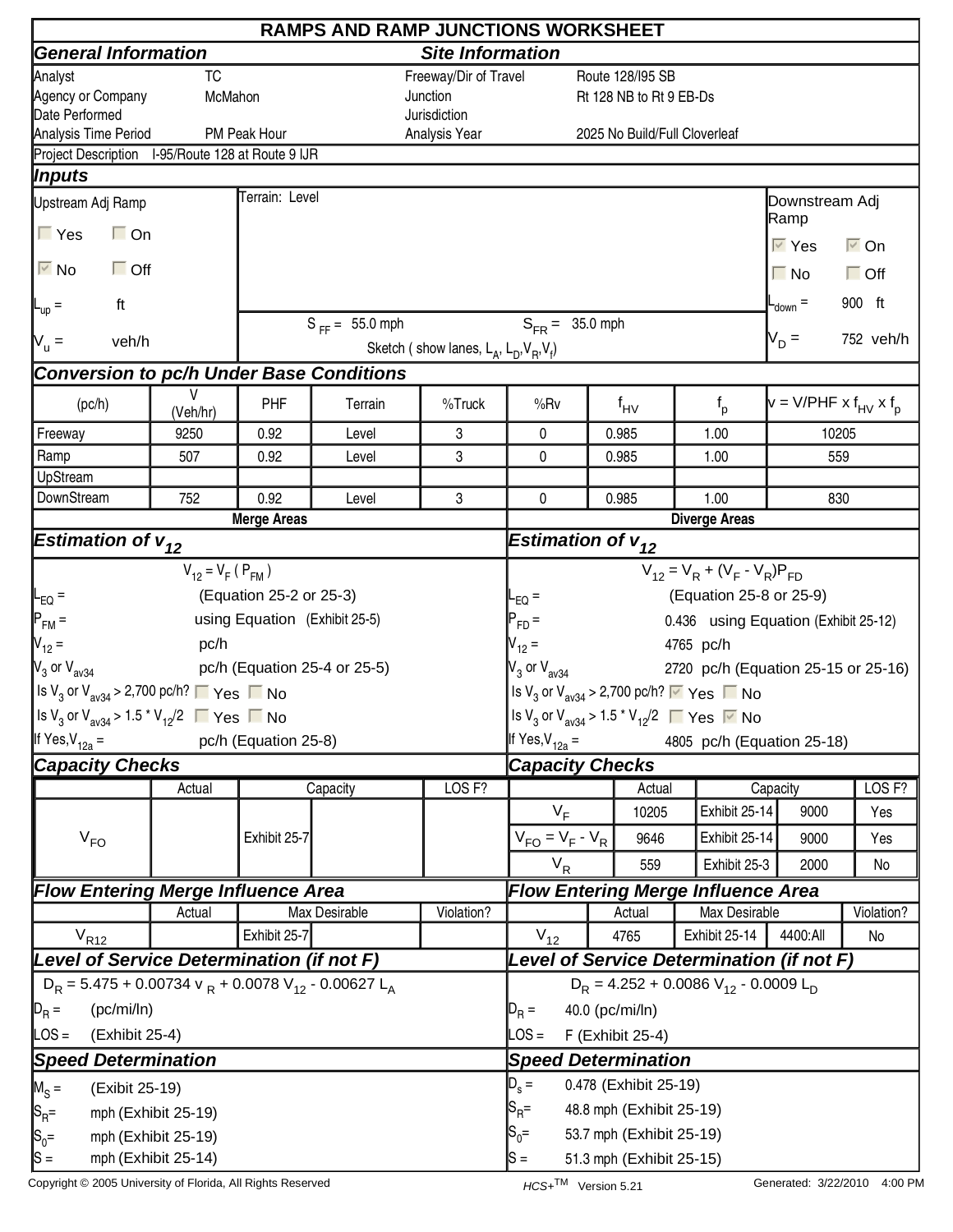# RAMPS AND RAMP JUNCTIONS WORKSHEET

## General Information

| | |
|---|---|
| Analyst | TC |
| Agency or Company | McMahon |
| Date Performed | |
| Analysis Time Period | PM Peak Hour |

## Site Information

| | |
|---|---|
| Freeway/Dir of Travel | Route 128/I95 SB |
| Junction | Rt 128 NB to Rt 9 EB-Ds |
| Jurisdiction | |
| Analysis Year | 2025 No Build/Full Cloverleaf |

Project Description I-95/Route 128 at Route 9 IJR

## Inputs

**Upstream Adj Ramp**

☐ Yes ☐ On

☑ No ☐ Off

$L_{up}$ = ft

$V_u$ = veh/h

Terrain: Level

$S_{FF}$ = 55.0 mph $S_{FR}$ = 35.0 mph

Sketch ( show lanes, $L_A$, $L_D$, $V_R$, $V_f$)

**Downstream Adj Ramp**

☑ Yes ☑ On

☐ No ☐ Off

$L_{down}$ = 900 ft

$V_D$ = 752 veh/h

## Conversion to pc/h Under Base Conditions

| (pc/h) | V (Veh/hr) | PHF | Terrain | %Truck | %Rv | $f_{HV}$ | $f_p$ | $v = V/PHF \times f_{HV} \times f_p$ |
|---|---|---|---|---|---|---|---|---|
| Freeway | 9250 | 0.92 | Level | 3 | 0 | 0.985 | 1.00 | 10205 |
| Ramp | 507 | 0.92 | Level | 3 | 0 | 0.985 | 1.00 | 559 |
| UpStream | | | | | | | | |
| DownStream | 752 | 0.92 | Level | 3 | 0 | 0.985 | 1.00 | 830 |

## Merge Areas

### Estimation of $v_{12}$

$$V_{12} = V_F\ (P_{FM})$$

$L_{EQ}$ = (Equation 25-2 or 25-3)

$P_{FM}$ = using Equation (Exhibit 25-5)

$V_{12}$ = pc/h

$V_3$ or $V_{av34}$ pc/h (Equation 25-4 or 25-5)

Is $V_3$ or $V_{av34}$ > 2,700 pc/h? ☐ Yes ☐ No

Is $V_3$ or $V_{av34}$ > 1.5 * $V_{12}$/2 ☐ Yes ☐ No

If Yes, $V_{12a}$ = pc/h (Equation 25-8)

### Capacity Checks

| | Actual | Capacity | | LOS F? |
|---|---|---|---|---|
| $V_{FO}$ | | Exhibit 25-7 | | |

### Flow Entering Merge Influence Area

| | Actual | Max Desirable | | Violation? |
|---|---|---|---|---|
| $V_{R12}$ | | Exhibit 25-7 | | |

### Level of Service Determination (if not F)

$$D_R = 5.475 + 0.00734\ v_R + 0.0078\ V_{12} - 0.00627\ L_A$$

$D_R$ = (pc/mi/ln)

LOS = (Exhibit 25-4)

### Speed Determination

$M_S$ = (Exibit 25-19)

$S_R$= mph (Exhibit 25-19)

$S_0$= mph (Exhibit 25-19)

S = mph (Exhibit 25-14)

## Diverge Areas

### Estimation of $v_{12}$

$$V_{12} = V_R + (V_F - V_R)P_{FD}$$

$L_{EQ}$ = (Equation 25-8 or 25-9)

$P_{FD}$ = 0.436 using Equation (Exhibit 25-12)

$V_{12}$ = 4765 pc/h

$V_3$ or $V_{av34}$ 2720 pc/h (Equation 25-15 or 25-16)

Is $V_3$ or $V_{av34}$ > 2,700 pc/h? ☑ Yes ☐ No

Is $V_3$ or $V_{av34}$ > 1.5 * $V_{12}$/2 ☐ Yes ☑ No

If Yes, $V_{12a}$ = 4805 pc/h (Equation 25-18)

### Capacity Checks

| | Actual | Capacity | | LOS F? |
|---|---|---|---|---|
| $V_F$ | 10205 | Exhibit 25-14 | 9000 | Yes |
| $V_{FO} = V_F - V_R$ | 9646 | Exhibit 25-14 | 9000 | Yes |
| $V_R$ | 559 | Exhibit 25-3 | 2000 | No |

### Flow Entering Merge Influence Area

| | Actual | Max Desirable | | Violation? |
|---|---|---|---|---|
| $V_{12}$ | 4765 | Exhibit 25-14 | 4400:All | No |

### Level of Service Determination (if not F)

$$D_R = 4.252 + 0.0086\ V_{12} - 0.0009\ L_D$$

$D_R$ = 40.0 (pc/mi/ln)

LOS = F (Exhibit 25-4)

### Speed Determination

$D_s$ = 0.478 (Exhibit 25-19)

$S_R$= 48.8 mph (Exhibit 25-19)

$S_0$= 53.7 mph (Exhibit 25-19)

S = 51.3 mph (Exhibit 25-15)

Copyright © 2005 University of Florida, All Rights Reserved HCS+TM Version 5.21 Generated: 3/22/2010 4:00 PM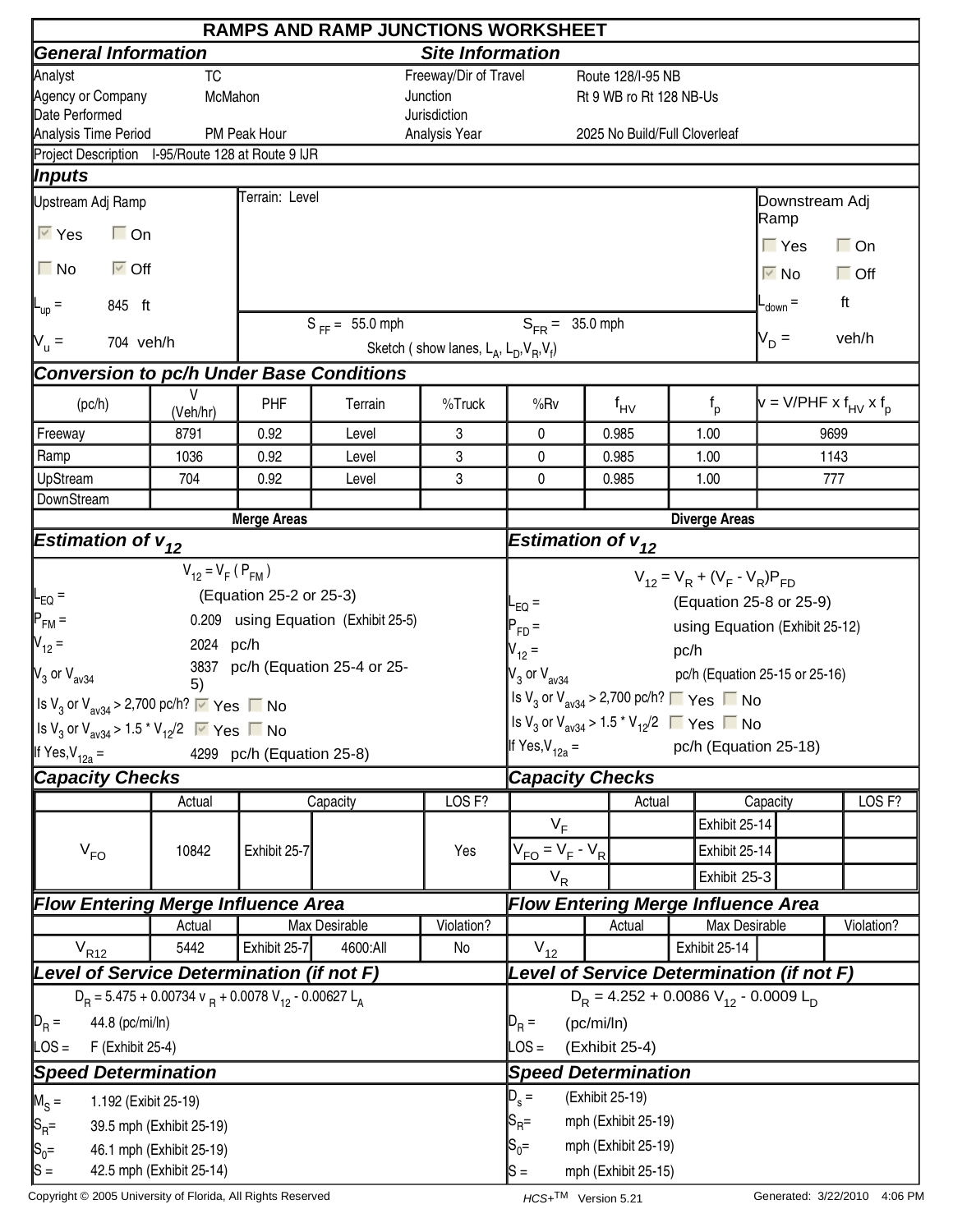# RAMPS AND RAMP JUNCTIONS WORKSHEET

## General Information

| | |
|---|---|
| Analyst | TC |
| Agency or Company | McMahon |
| Date Performed | |
| Analysis Time Period | PM Peak Hour |

## Site Information

| | |
|---|---|
| Freeway/Dir of Travel | Route 128/I-95 NB |
| Junction | Rt 9 WB ro Rt 128 NB-Us |
| Jurisdiction | |
| Analysis Year | 2025 No Build/Full Cloverleaf |

Project Description I-95/Route 128 at Route 9 IJR

## Inputs

**Upstream Adj Ramp**

☑ Yes ☐ On

☐ No ☑ Off

$L_{up}$ = 845 ft

$V_u$ = 704 veh/h

Terrain: Level

$S_{FF}$ = 55.0 mph $S_{FR}$ = 35.0 mph

Sketch ( show lanes, $L_A$, $L_D$, $V_R$, $V_f$)

**Downstream Adj Ramp**

☐ Yes ☐ On

☑ No ☐ Off

$L_{down}$ = ft

$V_D$ = veh/h

## Conversion to pc/h Under Base Conditions

| (pc/h) | V (Veh/hr) | PHF | Terrain | %Truck | %Rv | $f_{HV}$ | $f_p$ | $v = V/PHF \times f_{HV} \times f_p$ |
|---|---|---|---|---|---|---|---|---|
| Freeway | 8791 | 0.92 | Level | 3 | 0 | 0.985 | 1.00 | 9699 |
| Ramp | 1036 | 0.92 | Level | 3 | 0 | 0.985 | 1.00 | 1143 |
| UpStream | 704 | 0.92 | Level | 3 | 0 | 0.985 | 1.00 | 777 |
| DownStream | | | | | | | | |

## Merge Areas

### Estimation of $v_{12}$

$$V_{12} = V_F\,(P_{FM})$$

$L_{EQ}$ = (Equation 25-2 or 25-3)

$P_{FM}$ = 0.209 using Equation (Exhibit 25-5)

$V_{12}$ = 2024 pc/h

$V_3$ or $V_{av34}$ 3837 pc/h (Equation 25-4 or 25-5)

Is $V_3$ or $V_{av34}$ > 2,700 pc/h? ☑ Yes ☐ No

Is $V_3$ or $V_{av34}$ > 1.5 * $V_{12}$/2 ☑ Yes ☐ No

If Yes, $V_{12a}$ = 4299 pc/h (Equation 25-8)

### Capacity Checks

| | Actual | Capacity | | LOS F? |
|---|---|---|---|---|
| $V_{FO}$ | 10842 | Exhibit 25-7 | | Yes |

### Flow Entering Merge Influence Area

| | Actual | Max Desirable | | Violation? |
|---|---|---|---|---|
| $V_{R12}$ | 5442 | Exhibit 25-7 | 4600:All | No |

### Level of Service Determination (if not F)

$$D_R = 5.475 + 0.00734\,v_R + 0.0078\,V_{12} - 0.00627\,L_A$$

$D_R$ = 44.8 (pc/mi/ln)

LOS = F (Exhibit 25-4)

### Speed Determination

$M_S$ = 1.192 (Exibit 25-19)

$S_R$= 39.5 mph (Exhibit 25-19)

$S_0$= 46.1 mph (Exhibit 25-19)

S = 42.5 mph (Exhibit 25-14)

## Diverge Areas

### Estimation of $v_{12}$

$$V_{12} = V_R + (V_F - V_R)P_{FD}$$

$L_{EQ}$ = (Equation 25-8 or 25-9)

$P_{FD}$ = using Equation (Exhibit 25-12)

$V_{12}$ = pc/h

$V_3$ or $V_{av34}$ pc/h (Equation 25-15 or 25-16)

Is $V_3$ or $V_{av34}$ > 2,700 pc/h? ☐ Yes ☐ No

Is $V_3$ or $V_{av34}$ > 1.5 * $V_{12}$/2 ☐ Yes ☐ No

If Yes, $V_{12a}$ = pc/h (Equation 25-18)

### Capacity Checks

| | Actual | Capacity | | LOS F? |
|---|---|---|---|---|
| $V_F$ | | Exhibit 25-14 | | |
| $V_{FO} = V_F - V_R$ | | Exhibit 25-14 | | |
| $V_R$ | | Exhibit 25-3 | | |

### Flow Entering Merge Influence Area

| | Actual | Max Desirable | | Violation? |
|---|---|---|---|---|
| $V_{12}$ | | Exhibit 25-14 | | |

### Level of Service Determination (if not F)

$$D_R = 4.252 + 0.0086\,V_{12} - 0.0009\,L_D$$

$D_R$ = (pc/mi/ln)

LOS = (Exhibit 25-4)

### Speed Determination

$D_s$ = (Exhibit 25-19)

$S_R$= mph (Exhibit 25-19)

$S_0$= mph (Exhibit 25-19)

S = mph (Exhibit 25-15)

Copyright © 2005 University of Florida, All Rights Reserved HCS+TM Version 5.21 Generated: 3/22/2010 4:06 PM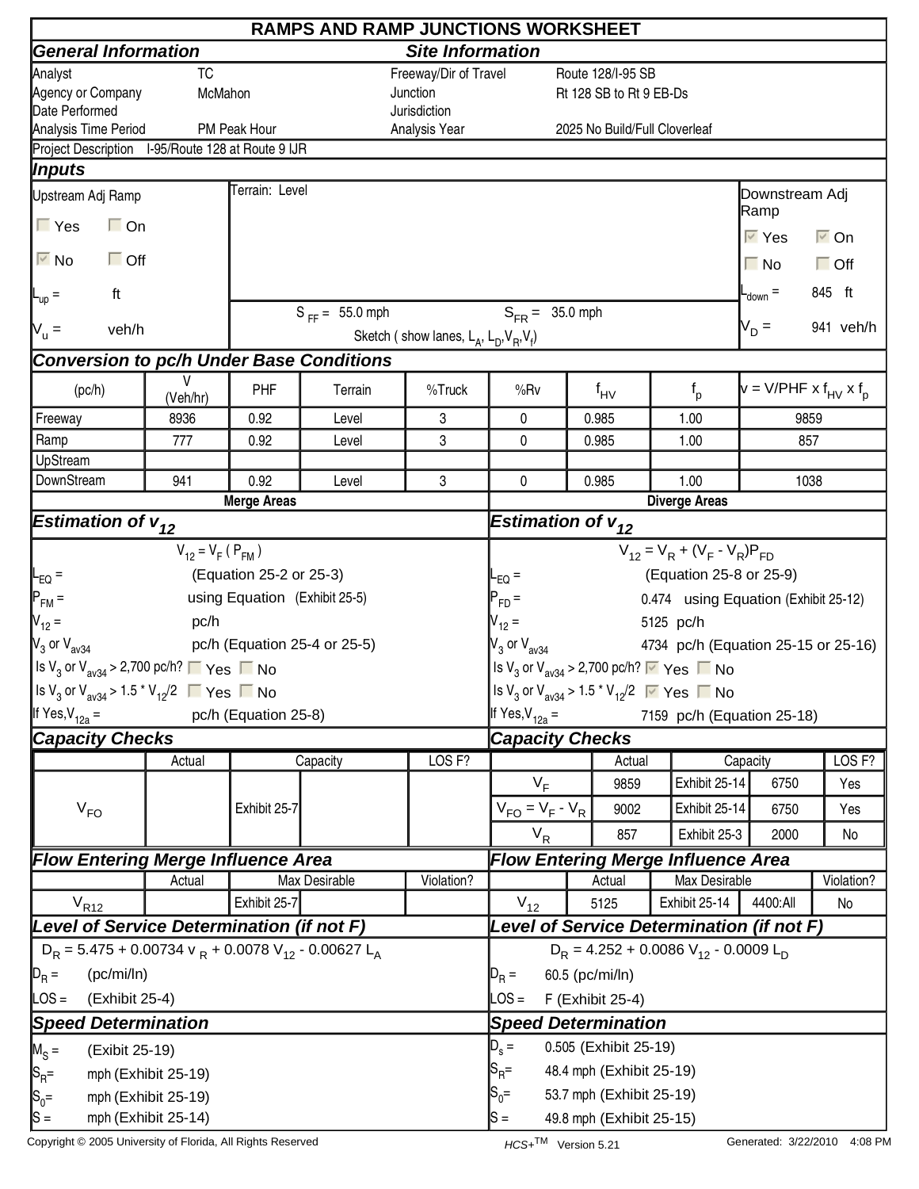# RAMPS AND RAMP JUNCTIONS WORKSHEET

## General Information

| | |
|---|---|
| Analyst | TC |
| Agency or Company | McMahon |
| Date Performed | |
| Analysis Time Period | PM Peak Hour |

## Site Information

| | |
|---|---|
| Freeway/Dir of Travel | Route 128/I-95 SB |
| Junction | Rt 128 SB to Rt 9 EB-Ds |
| Jurisdiction | |
| Analysis Year | 2025 No Build/Full Cloverleaf |

Project Description I-95/Route 128 at Route 9 IJR

## Inputs

**Upstream Adj Ramp**

☐ Yes ☐ On

☑ No ☐ Off

$L_{up}$ = ft

$V_u$ = veh/h

Terrain: Level

$S_{FF}$ = 55.0 mph $S_{FR}$ = 35.0 mph

Sketch ( show lanes, $L_A$, $L_D$, $V_R$, $V_f$)

**Downstream Adj Ramp**

☑ Yes ☑ On

☐ No ☐ Off

$L_{down}$ = 845 ft

$V_D$ = 941 veh/h

## Conversion to pc/h Under Base Conditions

| (pc/h) | V (Veh/hr) | PHF | Terrain | %Truck | %Rv | $f_{HV}$ | $f_p$ | $v = V/PHF \times f_{HV} \times f_p$ |
|---|---|---|---|---|---|---|---|---|
| Freeway | 8936 | 0.92 | Level | 3 | 0 | 0.985 | 1.00 | 9859 |
| Ramp | 777 | 0.92 | Level | 3 | 0 | 0.985 | 1.00 | 857 |
| UpStream | | | | | | | | |
| DownStream | 941 | 0.92 | Level | 3 | 0 | 0.985 | 1.00 | 1038 |

## Merge Areas

### Estimation of $v_{12}$

$V_{12} = V_F \, (P_{FM})$

$L_{EQ}$ = (Equation 25-2 or 25-3)

$P_{FM}$ = using Equation (Exhibit 25-5)

$V_{12}$ = pc/h

$V_3$ or $V_{av34}$ pc/h (Equation 25-4 or 25-5)

Is $V_3$ or $V_{av34}$ > 2,700 pc/h? ☐ Yes ☐ No

Is $V_3$ or $V_{av34}$ > 1.5 * $V_{12}$/2 ☐ Yes ☐ No

If Yes, $V_{12a}$ = pc/h (Equation 25-8)

### Capacity Checks

| | Actual | Capacity | | LOS F? |
|---|---|---|---|---|
| $V_{FO}$ | | Exhibit 25-7 | | |

### Flow Entering Merge Influence Area

| | Actual | Max Desirable | | Violation? |
|---|---|---|---|---|
| $V_{R12}$ | | Exhibit 25-7 | | |

### Level of Service Determination (if not F)

$D_R = 5.475 + 0.00734 \, v_R + 0.0078 \, V_{12} - 0.00627 \, L_A$

$D_R$ = (pc/mi/ln)

LOS = (Exhibit 25-4)

### Speed Determination

$M_S$ = (Exibit 25-19)

$S_R$= mph (Exhibit 25-19)

$S_0$= mph (Exhibit 25-19)

$S$ = mph (Exhibit 25-14)

## Diverge Areas

### Estimation of $v_{12}$

$V_{12} = V_R + (V_F - V_R)P_{FD}$

$L_{EQ}$ = (Equation 25-8 or 25-9)

$P_{FD}$ = 0.474 using Equation (Exhibit 25-12)

$V_{12}$ = 5125 pc/h

$V_3$ or $V_{av34}$ 4734 pc/h (Equation 25-15 or 25-16)

Is $V_3$ or $V_{av34}$ > 2,700 pc/h? ☑ Yes ☐ No

Is $V_3$ or $V_{av34}$ > 1.5 * $V_{12}$/2 ☑ Yes ☐ No

If Yes, $V_{12a}$ = 7159 pc/h (Equation 25-18)

### Capacity Checks

| | Actual | Capacity | | LOS F? |
|---|---|---|---|---|
| $V_F$ | 9859 | Exhibit 25-14 | 6750 | Yes |
| $V_{FO} = V_F - V_R$ | 9002 | Exhibit 25-14 | 6750 | Yes |
| $V_R$ | 857 | Exhibit 25-3 | 2000 | No |

### Flow Entering Merge Influence Area

| | Actual | Max Desirable | | Violation? |
|---|---|---|---|---|
| $V_{12}$ | 5125 | Exhibit 25-14 | 4400:All | No |

### Level of Service Determination (if not F)

$D_R = 4.252 + 0.0086 \, V_{12} - 0.0009 \, L_D$

$D_R$ = 60.5 (pc/mi/ln)

LOS = F (Exhibit 25-4)

### Speed Determination

$D_s$ = 0.505 (Exhibit 25-19)

$S_R$= 48.4 mph (Exhibit 25-19)

$S_0$= 53.7 mph (Exhibit 25-19)

$S$ = 49.8 mph (Exhibit 25-15)

Copyright © 2005 University of Florida, All Rights Reserved HCS+TM Version 5.21 Generated: 3/22/2010 4:08 PM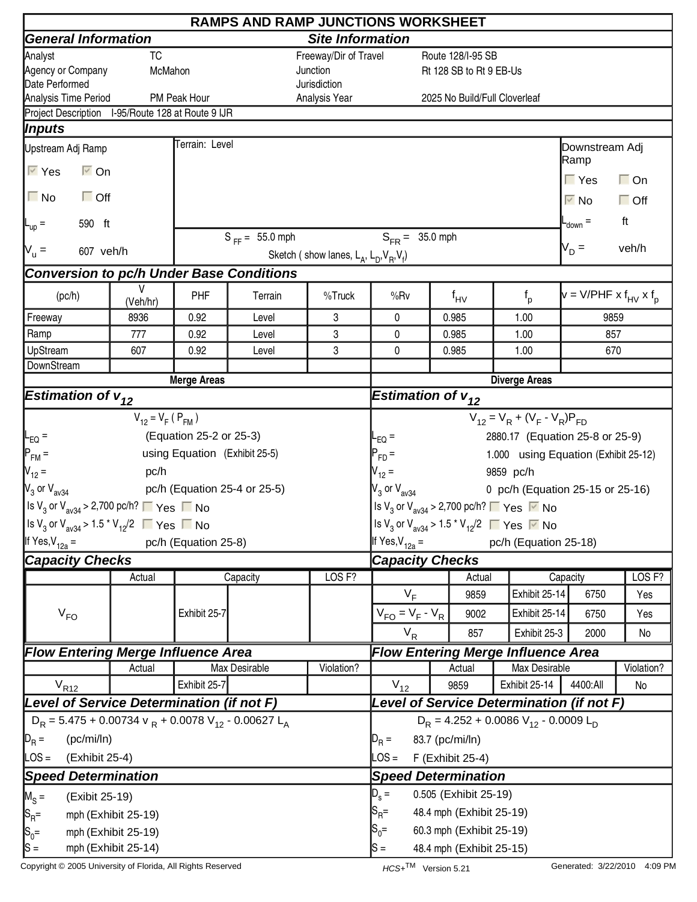# RAMPS AND RAMP JUNCTIONS WORKSHEET

## General Information

| | |
|---|---|
| Analyst | TC |
| Agency or Company | McMahon |
| Date Performed | |
| Analysis Time Period | PM Peak Hour |

## Site Information

| | |
|---|---|
| Freeway/Dir of Travel | Route 128/I-95 SB |
| Junction | Rt 128 SB to Rt 9 EB-Us |
| Jurisdiction | |
| Analysis Year | 2025 No Build/Full Cloverleaf |

Project Description I-95/Route 128 at Route 9 IJR

## Inputs

**Upstream Adj Ramp**

☑ Yes ☑ On
☐ No ☐ Off

$L_{up}$ = 590 ft

$V_u$ = 607 veh/h

Terrain: Level

$S_{FF}$ = 55.0 mph $S_{FR}$ = 35.0 mph

Sketch ( show lanes, $L_A$, $L_D$, $V_R$, $V_f$)

**Downstream Adj Ramp**

☐ Yes ☐ On
☑ No ☐ Off

$L_{down}$ = ft

$V_D$ = veh/h

## Conversion to pc/h Under Base Conditions

| (pc/h) | V (Veh/hr) | PHF | Terrain | %Truck | %Rv | $f_{HV}$ | $f_p$ | $v = V/PHF \times f_{HV} \times f_p$ |
|---|---|---|---|---|---|---|---|---|
| Freeway | 8936 | 0.92 | Level | 3 | 0 | 0.985 | 1.00 | 9859 |
| Ramp | 777 | 0.92 | Level | 3 | 0 | 0.985 | 1.00 | 857 |
| UpStream | 607 | 0.92 | Level | 3 | 0 | 0.985 | 1.00 | 670 |
| DownStream | | | | | | | | |

## Merge Areas

### Estimation of $v_{12}$

$V_{12} = V_F \, (P_{FM})$

$L_{EQ}$ = (Equation 25-2 or 25-3)

$P_{FM}$ = using Equation (Exhibit 25-5)

$V_{12}$ = pc/h

$V_3$ or $V_{av34}$ pc/h (Equation 25-4 or 25-5)

Is $V_3$ or $V_{av34}$ > 2,700 pc/h? ☐ Yes ☐ No

Is $V_3$ or $V_{av34}$ > 1.5 * $V_{12}$/2 ☐ Yes ☐ No

If Yes, $V_{12a}$ = pc/h (Equation 25-8)

### Capacity Checks

| | Actual | Capacity | | LOS F? |
|---|---|---|---|---|
| $V_{FO}$ | | Exhibit 25-7 | | |

### Flow Entering Merge Influence Area

| | Actual | Max Desirable | | Violation? |
|---|---|---|---|---|
| $V_{R12}$ | | Exhibit 25-7 | | |

### Level of Service Determination (if not F)

$D_R = 5.475 + 0.00734 \, v_R + 0.0078 \, V_{12} - 0.00627 \, L_A$

$D_R$ = (pc/mi/ln)

LOS = (Exhibit 25-4)

### Speed Determination

$M_S$ = (Exibit 25-19)

$S_R$= mph (Exhibit 25-19)

$S_0$= mph (Exhibit 25-19)

S = mph (Exhibit 25-14)

## Diverge Areas

### Estimation of $v_{12}$

$V_{12} = V_R + (V_F - V_R)P_{FD}$

$L_{EQ}$ = 2880.17 (Equation 25-8 or 25-9)

$P_{FD}$ = 1.000 using Equation (Exhibit 25-12)

$V_{12}$ = 9859 pc/h

$V_3$ or $V_{av34}$ 0 pc/h (Equation 25-15 or 25-16)

Is $V_3$ or $V_{av34}$ > 2,700 pc/h? ☐ Yes ☑ No

Is $V_3$ or $V_{av34}$ > 1.5 * $V_{12}$/2 ☐ Yes ☑ No

If Yes, $V_{12a}$ = pc/h (Equation 25-18)

### Capacity Checks

| | Actual | Capacity | | LOS F? |
|---|---|---|---|---|
| $V_F$ | 9859 | Exhibit 25-14 | 6750 | Yes |
| $V_{FO} = V_F - V_R$ | 9002 | Exhibit 25-14 | 6750 | Yes |
| $V_R$ | 857 | Exhibit 25-3 | 2000 | No |

### Flow Entering Merge Influence Area

| | Actual | Max Desirable | | Violation? |
|---|---|---|---|---|
| $V_{12}$ | 9859 | Exhibit 25-14 | 4400:All | No |

### Level of Service Determination (if not F)

$D_R = 4.252 + 0.0086 \, V_{12} - 0.0009 \, L_D$

$D_R$ = 83.7 (pc/mi/ln)

LOS = F (Exhibit 25-4)

### Speed Determination

$D_s$ = 0.505 (Exhibit 25-19)

$S_R$= 48.4 mph (Exhibit 25-19)

$S_0$= 60.3 mph (Exhibit 25-19)

S = 48.4 mph (Exhibit 25-15)

Copyright © 2005 University of Florida, All Rights Reserved HCS+TM Version 5.21 Generated: 3/22/2010 4:09 PM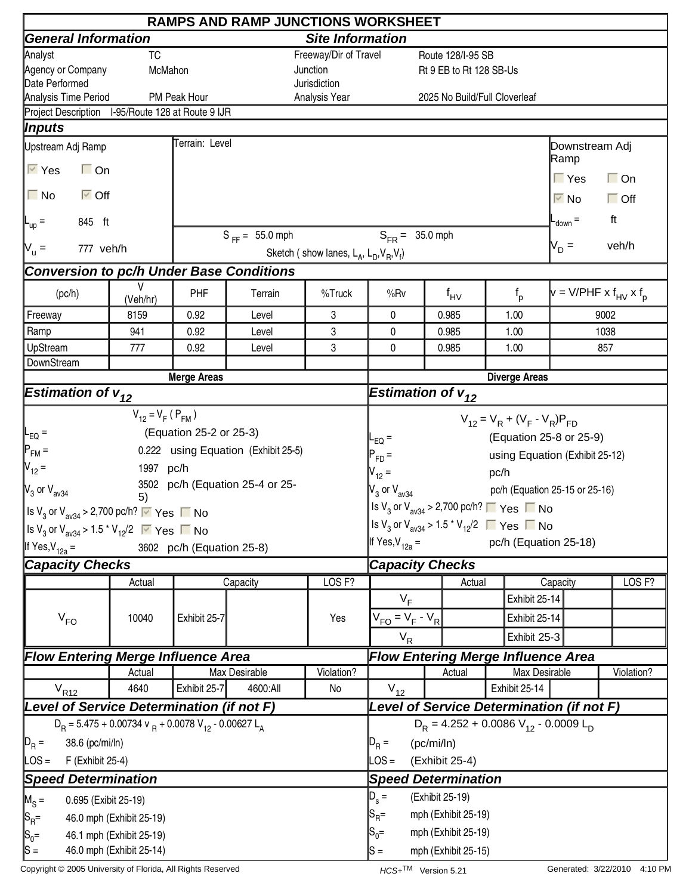# RAMPS AND RAMP JUNCTIONS WORKSHEET

## General Information

| | |
|---|---|
| Analyst | TC |
| Agency or Company | McMahon |
| Date Performed | |
| Analysis Time Period | PM Peak Hour |

## Site Information

| | |
|---|---|
| Freeway/Dir of Travel | Route 128/I-95 SB |
| Junction | Rt 9 EB to Rt 128 SB-Us |
| Jurisdiction | |
| Analysis Year | 2025 No Build/Full Cloverleaf |

Project Description I-95/Route 128 at Route 9 IJR

## Inputs

Upstream Adj Ramp

☑ Yes ☐ On

☐ No ☑ Off

$L_{up}$ = 845 ft

$V_u$ = 777 veh/h

Terrain: Level

$S_{FF}$ = 55.0 mph $S_{FR}$ = 35.0 mph

Sketch ( show lanes, $L_A$, $L_D$, $V_R$, $V_f$)

Downstream Adj Ramp

☐ Yes ☐ On

☑ No ☐ Off

$L_{down}$ = ft

$V_D$ = veh/h

## Conversion to pc/h Under Base Conditions

| (pc/h) | V (Veh/hr) | PHF | Terrain | %Truck | %Rv | $f_{HV}$ | $f_p$ | v = V/PHF x $f_{HV}$ x $f_p$ |
|---|---|---|---|---|---|---|---|---|
| Freeway | 8159 | 0.92 | Level | 3 | 0 | 0.985 | 1.00 | 9002 |
| Ramp | 941 | 0.92 | Level | 3 | 0 | 0.985 | 1.00 | 1038 |
| UpStream | 777 | 0.92 | Level | 3 | 0 | 0.985 | 1.00 | 857 |
| DownStream | | | | | | | | |

## Merge Areas

### Estimation of $v_{12}$

$V_{12} = V_F ( P_{FM} )$

$L_{EQ}$ = (Equation 25-2 or 25-3)

$P_{FM}$ = 0.222 using Equation (Exhibit 25-5)

$V_{12}$ = 1997 pc/h

$V_3$ or $V_{av34}$ 3502 pc/h (Equation 25-4 or 25-5)

Is $V_3$ or $V_{av34}$ > 2,700 pc/h? ☑ Yes ☐ No

Is $V_3$ or $V_{av34}$ > 1.5 * $V_{12}$/2 ☑ Yes ☐ No

If Yes, $V_{12a}$ = 3602 pc/h (Equation 25-8)

### Capacity Checks

| | Actual | Capacity | | LOS F? |
|---|---|---|---|---|
| $V_{FO}$ | 10040 | Exhibit 25-7 | | Yes |

### Flow Entering Merge Influence Area

| | Actual | Max Desirable | | Violation? |
|---|---|---|---|---|
| $V_{R12}$ | 4640 | Exhibit 25-7 | 4600:All | No |

### Level of Service Determination (if not F)

$D_R = 5.475 + 0.00734\, v_R + 0.0078\, V_{12} - 0.00627\, L_A$

$D_R$ = 38.6 (pc/mi/ln)

LOS = F (Exhibit 25-4)

### Speed Determination

$M_S$ = 0.695 (Exibit 25-19)

$S_R$= 46.0 mph (Exhibit 25-19)

$S_0$= 46.1 mph (Exhibit 25-19)

S = 46.0 mph (Exhibit 25-14)

## Diverge Areas

### Estimation of $v_{12}$

$V_{12} = V_R + (V_F - V_R)P_{FD}$

$L_{EQ}$ = (Equation 25-8 or 25-9)

$P_{FD}$ = using Equation (Exhibit 25-12)

$V_{12}$ = pc/h

$V_3$ or $V_{av34}$ pc/h (Equation 25-15 or 25-16)

Is $V_3$ or $V_{av34}$ > 2,700 pc/h? ☐ Yes ☐ No

Is $V_3$ or $V_{av34}$ > 1.5 * $V_{12}$/2 ☐ Yes ☐ No

If Yes, $V_{12a}$ = pc/h (Equation 25-18)

### Capacity Checks

| | Actual | Capacity | | LOS F? |
|---|---|---|---|---|
| $V_F$ | | Exhibit 25-14 | | |
| $V_{FO} = V_F - V_R$ | | Exhibit 25-14 | | |
| $V_R$ | | Exhibit 25-3 | | |

### Flow Entering Merge Influence Area

| | Actual | Max Desirable | | Violation? |
|---|---|---|---|---|
| $V_{12}$ | | Exhibit 25-14 | | |

### Level of Service Determination (if not F)

$D_R = 4.252 + 0.0086\, V_{12} - 0.0009\, L_D$

$D_R$ = (pc/mi/ln)

LOS = (Exhibit 25-4)

### Speed Determination

$D_s$ = (Exhibit 25-19)

$S_R$= mph (Exhibit 25-19)

$S_0$= mph (Exhibit 25-19)

S = mph (Exhibit 25-15)

Copyright © 2005 University of Florida, All Rights Reserved HCS+TM Version 5.21 Generated: 3/22/2010 4:10 PM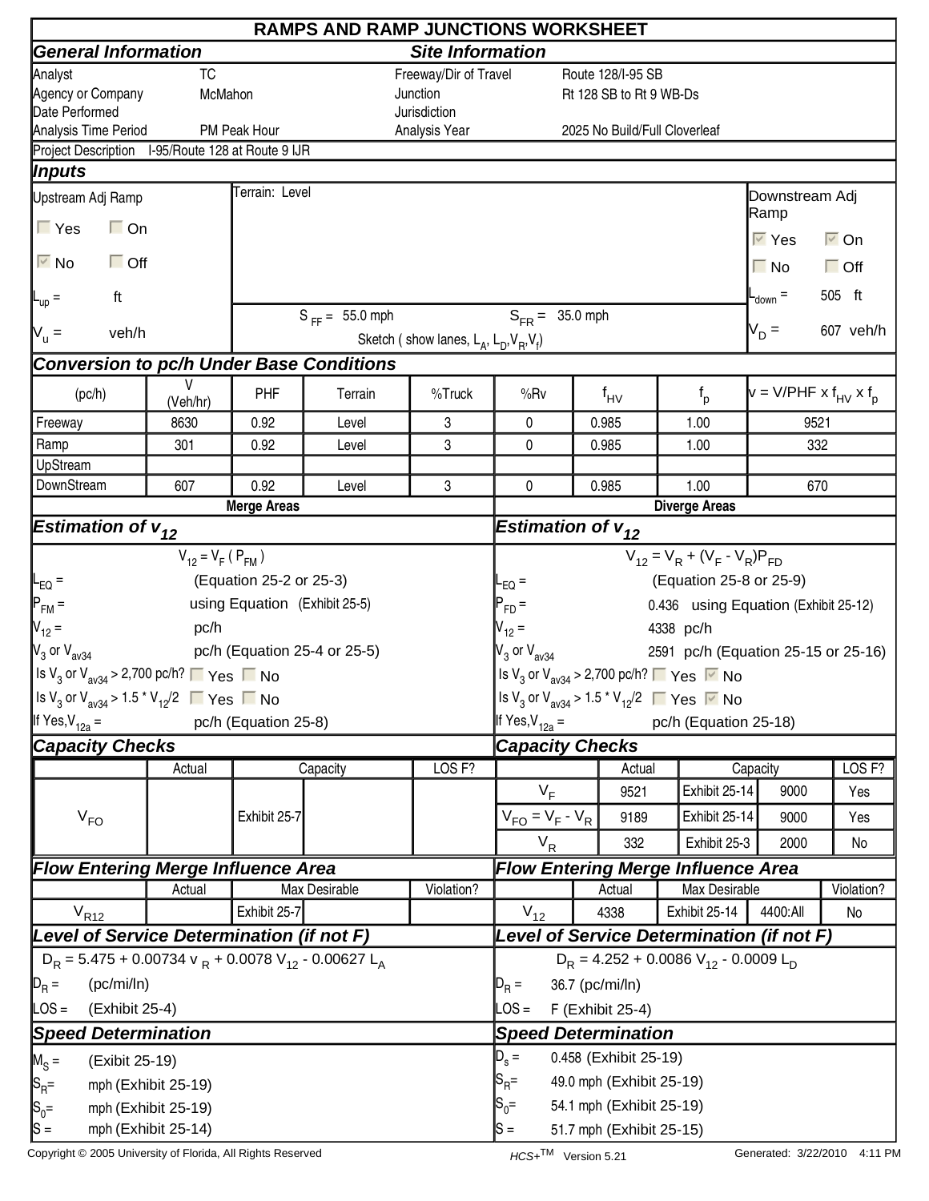# RAMPS AND RAMP JUNCTIONS WORKSHEET

## General Information

| | |
|---|---|
| Analyst | TC |
| Agency or Company | McMahon |
| Date Performed | |
| Analysis Time Period | PM Peak Hour |

## Site Information

| | |
|---|---|
| Freeway/Dir of Travel | Route 128/I-95 SB |
| Junction | Rt 128 SB to Rt 9 WB-Ds |
| Jurisdiction | |
| Analysis Year | 2025 No Build/Full Cloverleaf |

Project Description I-95/Route 128 at Route 9 IJR

## Inputs

**Upstream Adj Ramp**

☐ Yes ☐ On

☑ No ☐ Off

$L_{up}$ = ft

$V_u$ = veh/h

Terrain: Level

$S_{FF}$ = 55.0 mph $S_{FR}$ = 35.0 mph

Sketch ( show lanes, $L_A$, $L_D$, $V_R$, $V_f$)

**Downstream Adj Ramp**

☑ Yes ☑ On

☐ No ☐ Off

$L_{down}$ = 505 ft

$V_D$ = 607 veh/h

## Conversion to pc/h Under Base Conditions

| (pc/h) | V (Veh/hr) | PHF | Terrain | %Truck | %Rv | $f_{HV}$ | $f_p$ | v = V/PHF x $f_{HV}$ x $f_p$ |
|---|---|---|---|---|---|---|---|---|
| Freeway | 8630 | 0.92 | Level | 3 | 0 | 0.985 | 1.00 | 9521 |
| Ramp | 301 | 0.92 | Level | 3 | 0 | 0.985 | 1.00 | 332 |
| UpStream | | | | | | | | |
| DownStream | 607 | 0.92 | Level | 3 | 0 | 0.985 | 1.00 | 670 |

## Merge Areas

### Estimation of $v_{12}$

$V_{12} = V_F \, (P_{FM})$

$L_{EQ}$ = (Equation 25-2 or 25-3)

$P_{FM}$ = using Equation (Exhibit 25-5)

$V_{12}$ = pc/h

$V_3$ or $V_{av34}$ pc/h (Equation 25-4 or 25-5)

Is $V_3$ or $V_{av34}$ > 2,700 pc/h? ☐ Yes ☐ No

Is $V_3$ or $V_{av34}$ > 1.5 * $V_{12}$/2 ☐ Yes ☐ No

If Yes, $V_{12a}$ = pc/h (Equation 25-8)

### Capacity Checks

| | Actual | Capacity | | LOS F? |
|---|---|---|---|---|
| $V_{FO}$ | | Exhibit 25-7 | | |

### Flow Entering Merge Influence Area

| | Actual | Max Desirable | | Violation? |
|---|---|---|---|---|
| $V_{R12}$ | | Exhibit 25-7 | | |

### Level of Service Determination (if not F)

$D_R = 5.475 + 0.00734\, v_R + 0.0078\, V_{12} - 0.00627\, L_A$

$D_R$ = (pc/mi/ln)

LOS = (Exhibit 25-4)

### Speed Determination

$M_S$ = (Exibit 25-19)

$S_R$= mph (Exhibit 25-19)

$S_0$= mph (Exhibit 25-19)

S = mph (Exhibit 25-14)

## Diverge Areas

### Estimation of $v_{12}$

$V_{12} = V_R + (V_F - V_R)P_{FD}$

$L_{EQ}$ = (Equation 25-8 or 25-9)

$P_{FD}$ = 0.436 using Equation (Exhibit 25-12)

$V_{12}$ = 4338 pc/h

$V_3$ or $V_{av34}$ 2591 pc/h (Equation 25-15 or 25-16)

Is $V_3$ or $V_{av34}$ > 2,700 pc/h? ☐ Yes ☑ No

Is $V_3$ or $V_{av34}$ > 1.5 * $V_{12}$/2 ☐ Yes ☑ No

If Yes, $V_{12a}$ = pc/h (Equation 25-18)

### Capacity Checks

| | Actual | Capacity | | LOS F? |
|---|---|---|---|---|
| $V_F$ | 9521 | Exhibit 25-14 | 9000 | Yes |
| $V_{FO} = V_F - V_R$ | 9189 | Exhibit 25-14 | 9000 | Yes |
| $V_R$ | 332 | Exhibit 25-3 | 2000 | No |

### Flow Entering Merge Influence Area

| | Actual | Max Desirable | | Violation? |
|---|---|---|---|---|
| $V_{12}$ | 4338 | Exhibit 25-14 | 4400:All | No |

### Level of Service Determination (if not F)

$D_R = 4.252 + 0.0086\, V_{12} - 0.0009\, L_D$

$D_R$ = 36.7 (pc/mi/ln)

LOS = F (Exhibit 25-4)

### Speed Determination

$D_s$ = 0.458 (Exhibit 25-19)

$S_R$= 49.0 mph (Exhibit 25-19)

$S_0$= 54.1 mph (Exhibit 25-19)

S = 51.7 mph (Exhibit 25-15)

Copyright © 2005 University of Florida, All Rights Reserved HCS+TM Version 5.21 Generated: 3/22/2010 4:11 PM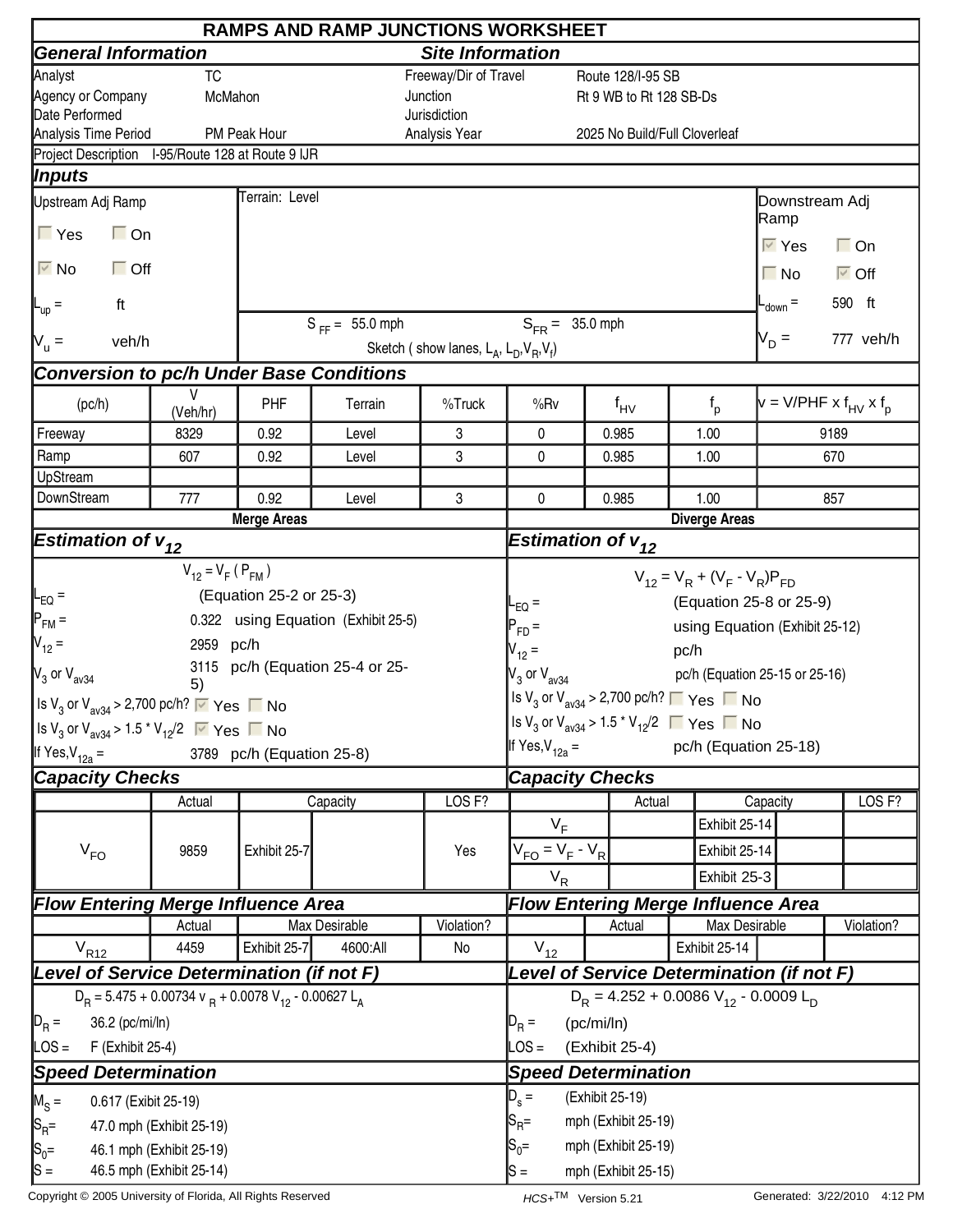# RAMPS AND RAMP JUNCTIONS WORKSHEET

## General Information

| | |
|---|---|
| Analyst | TC |
| Agency or Company | McMahon |
| Date Performed | |
| Analysis Time Period | PM Peak Hour |

## Site Information

| | |
|---|---|
| Freeway/Dir of Travel | Route 128/I-95 SB |
| Junction | Rt 9 WB to Rt 128 SB-Ds |
| Jurisdiction | |
| Analysis Year | 2025 No Build/Full Cloverleaf |

Project Description I-95/Route 128 at Route 9 IJR

## Inputs

**Upstream Adj Ramp**

☐ Yes ☐ On

☑ No ☐ Off

$L_{up}$ = ft

$V_u$ = veh/h

Terrain: Level

$S_{FF}$ = 55.0 mph $S_{FR}$ = 35.0 mph

Sketch ( show lanes, $L_A$, $L_D$, $V_R$, $V_f$)

**Downstream Adj Ramp**

☑ Yes ☐ On

☐ No ☑ Off

$L_{down}$ = 590 ft

$V_D$ = 777 veh/h

## Conversion to pc/h Under Base Conditions

| (pc/h) | V (Veh/hr) | PHF | Terrain | %Truck | %Rv | $f_{HV}$ | $f_p$ | $v = V/PHF \times f_{HV} \times f_p$ |
|---|---|---|---|---|---|---|---|---|
| Freeway | 8329 | 0.92 | Level | 3 | 0 | 0.985 | 1.00 | 9189 |
| Ramp | 607 | 0.92 | Level | 3 | 0 | 0.985 | 1.00 | 670 |
| UpStream | | | | | | | | |
| DownStream | 777 | 0.92 | Level | 3 | 0 | 0.985 | 1.00 | 857 |

## Merge Areas

### Estimation of $v_{12}$

$$V_{12} = V_F (P_{FM})$$

$L_{EQ}$ = (Equation 25-2 or 25-3)

$P_{FM}$ = 0.322 using Equation (Exhibit 25-5)

$V_{12}$ = 2959 pc/h

$V_3$ or $V_{av34}$ 3115 pc/h (Equation 25-4 or 25-5)

Is $V_3$ or $V_{av34}$ > 2,700 pc/h? ☑ Yes ☐ No

Is $V_3$ or $V_{av34}$ > 1.5 * $V_{12}$/2 ☑ Yes ☐ No

If Yes, $V_{12a}$ = 3789 pc/h (Equation 25-8)

### Capacity Checks

| | Actual | Capacity | | LOS F? |
|---|---|---|---|---|
| $V_{FO}$ | 9859 | Exhibit 25-7 | | Yes |

### Flow Entering Merge Influence Area

| | Actual | Max Desirable | | Violation? |
|---|---|---|---|---|
| $V_{R12}$ | 4459 | Exhibit 25-7 | 4600:All | No |

### Level of Service Determination (if not F)

$$D_R = 5.475 + 0.00734\, v_R + 0.0078\, V_{12} - 0.00627\, L_A$$

$D_R$ = 36.2 (pc/mi/ln)

LOS = F (Exhibit 25-4)

### Speed Determination

$M_S$ = 0.617 (Exibit 25-19)

$S_R$= 47.0 mph (Exhibit 25-19)

$S_0$= 46.1 mph (Exhibit 25-19)

S = 46.5 mph (Exhibit 25-14)

## Diverge Areas

### Estimation of $v_{12}$

$$V_{12} = V_R + (V_F - V_R)P_{FD}$$

$L_{EQ}$ = (Equation 25-8 or 25-9)

$P_{FD}$ = using Equation (Exhibit 25-12)

$V_{12}$ = pc/h

$V_3$ or $V_{av34}$ pc/h (Equation 25-15 or 25-16)

Is $V_3$ or $V_{av34}$ > 2,700 pc/h? ☐ Yes ☐ No

Is $V_3$ or $V_{av34}$ > 1.5 * $V_{12}$/2 ☐ Yes ☐ No

If Yes, $V_{12a}$ = pc/h (Equation 25-18)

### Capacity Checks

| | Actual | Capacity | | LOS F? |
|---|---|---|---|---|
| $V_F$ | | Exhibit 25-14 | | |
| $V_{FO} = V_F - V_R$ | | Exhibit 25-14 | | |
| $V_R$ | | Exhibit 25-3 | | |

### Flow Entering Merge Influence Area

| | Actual | Max Desirable | | Violation? |
|---|---|---|---|---|
| $V_{12}$ | | Exhibit 25-14 | | |

### Level of Service Determination (if not F)

$$D_R = 4.252 + 0.0086\, V_{12} - 0.0009\, L_D$$

$D_R$ = (pc/mi/ln)

LOS = (Exhibit 25-4)

### Speed Determination

$D_s$ = (Exhibit 25-19)

$S_R$= mph (Exhibit 25-19)

$S_0$= mph (Exhibit 25-19)

S = mph (Exhibit 25-15)

Copyright © 2005 University of Florida, All Rights Reserved HCS+TM Version 5.21 Generated: 3/22/2010 4:12 PM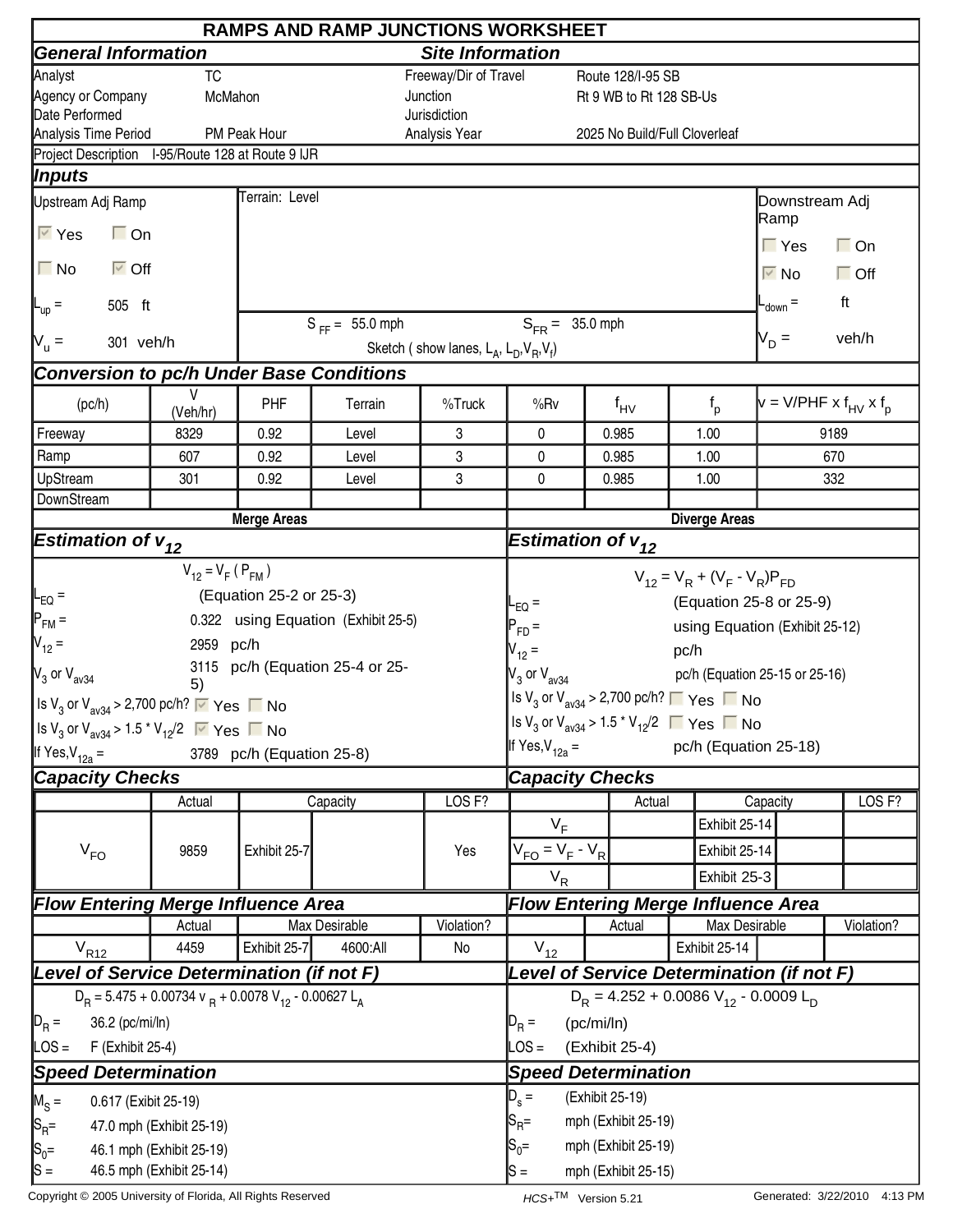# RAMPS AND RAMP JUNCTIONS WORKSHEET

## General Information

| | |
|---|---|
| Analyst | TC |
| Agency or Company | McMahon |
| Date Performed | |
| Analysis Time Period | PM Peak Hour |

## Site Information

| | |
|---|---|
| Freeway/Dir of Travel | Route 128/I-95 SB |
| Junction | Rt 9 WB to Rt 128 SB-Us |
| Jurisdiction | |
| Analysis Year | 2025 No Build/Full Cloverleaf |

Project Description I-95/Route 128 at Route 9 IJR

## Inputs

**Upstream Adj Ramp**

☑ Yes ☐ On

☐ No ☑ Off

$L_{up}$ = 505 ft

$V_u$ = 301 veh/h

Terrain: Level

$S_{FF}$ = 55.0 mph $S_{FR}$ = 35.0 mph

Sketch ( show lanes, $L_A$, $L_D$, $V_R$, $V_f$)

**Downstream Adj Ramp**

☐ Yes ☐ On

☑ No ☐ Off

$L_{down}$ = ft

$V_D$ = veh/h

## Conversion to pc/h Under Base Conditions

| (pc/h) | V (Veh/hr) | PHF | Terrain | %Truck | %Rv | $f_{HV}$ | $f_p$ | $v = V/PHF \times f_{HV} \times f_p$ |
|---|---|---|---|---|---|---|---|---|
| Freeway | 8329 | 0.92 | Level | 3 | 0 | 0.985 | 1.00 | 9189 |
| Ramp | 607 | 0.92 | Level | 3 | 0 | 0.985 | 1.00 | 670 |
| UpStream | 301 | 0.92 | Level | 3 | 0 | 0.985 | 1.00 | 332 |
| DownStream | | | | | | | | |

## Merge Areas

### Estimation of $v_{12}$

$$V_{12} = V_F (P_{FM})$$

$L_{EQ}$ = (Equation 25-2 or 25-3)

$P_{FM}$ = 0.322 using Equation (Exhibit 25-5)

$V_{12}$ = 2959 pc/h

$V_3$ or $V_{av34}$ 3115 pc/h (Equation 25-4 or 25-5)

Is $V_3$ or $V_{av34}$ > 2,700 pc/h? ☑ Yes ☐ No

Is $V_3$ or $V_{av34}$ > 1.5 * $V_{12}$/2 ☑ Yes ☐ No

If Yes, $V_{12a}$ = 3789 pc/h (Equation 25-8)

### Capacity Checks

| | Actual | Capacity | | LOS F? |
|---|---|---|---|---|
| $V_{FO}$ | 9859 | Exhibit 25-7 | | Yes |

### Flow Entering Merge Influence Area

| | Actual | Max Desirable | | Violation? |
|---|---|---|---|---|
| $V_{R12}$ | 4459 | Exhibit 25-7 | 4600:All | No |

### Level of Service Determination (if not F)

$$D_R = 5.475 + 0.00734\, v_R + 0.0078\, V_{12} - 0.00627\, L_A$$

$D_R$ = 36.2 (pc/mi/ln)

LOS = F (Exhibit 25-4)

### Speed Determination

$M_S$ = 0.617 (Exibit 25-19)

$S_R$= 47.0 mph (Exhibit 25-19)

$S_0$= 46.1 mph (Exhibit 25-19)

S = 46.5 mph (Exhibit 25-14)

## Diverge Areas

### Estimation of $v_{12}$

$$V_{12} = V_R + (V_F - V_R)P_{FD}$$

$L_{EQ}$ = (Equation 25-8 or 25-9)

$P_{FD}$ = using Equation (Exhibit 25-12)

$V_{12}$ = pc/h

$V_3$ or $V_{av34}$ pc/h (Equation 25-15 or 25-16)

Is $V_3$ or $V_{av34}$ > 2,700 pc/h? ☐ Yes ☐ No

Is $V_3$ or $V_{av34}$ > 1.5 * $V_{12}$/2 ☐ Yes ☐ No

If Yes, $V_{12a}$ = pc/h (Equation 25-18)

### Capacity Checks

| | Actual | Capacity | | LOS F? |
|---|---|---|---|---|
| $V_F$ | | Exhibit 25-14 | | |
| $V_{FO} = V_F - V_R$ | | Exhibit 25-14 | | |
| $V_R$ | | Exhibit 25-3 | | |

### Flow Entering Merge Influence Area

| | Actual | Max Desirable | | Violation? |
|---|---|---|---|---|
| $V_{12}$ | | Exhibit 25-14 | | |

### Level of Service Determination (if not F)

$$D_R = 4.252 + 0.0086\, V_{12} - 0.0009\, L_D$$

$D_R$ = (pc/mi/ln)

LOS = (Exhibit 25-4)

### Speed Determination

$D_s$ = (Exhibit 25-19)

$S_R$= mph (Exhibit 25-19)

$S_0$= mph (Exhibit 25-19)

S = mph (Exhibit 25-15)

Copyright © 2005 University of Florida, All Rights Reserved HCS+TM Version 5.21 Generated: 3/22/2010 4:13 PM